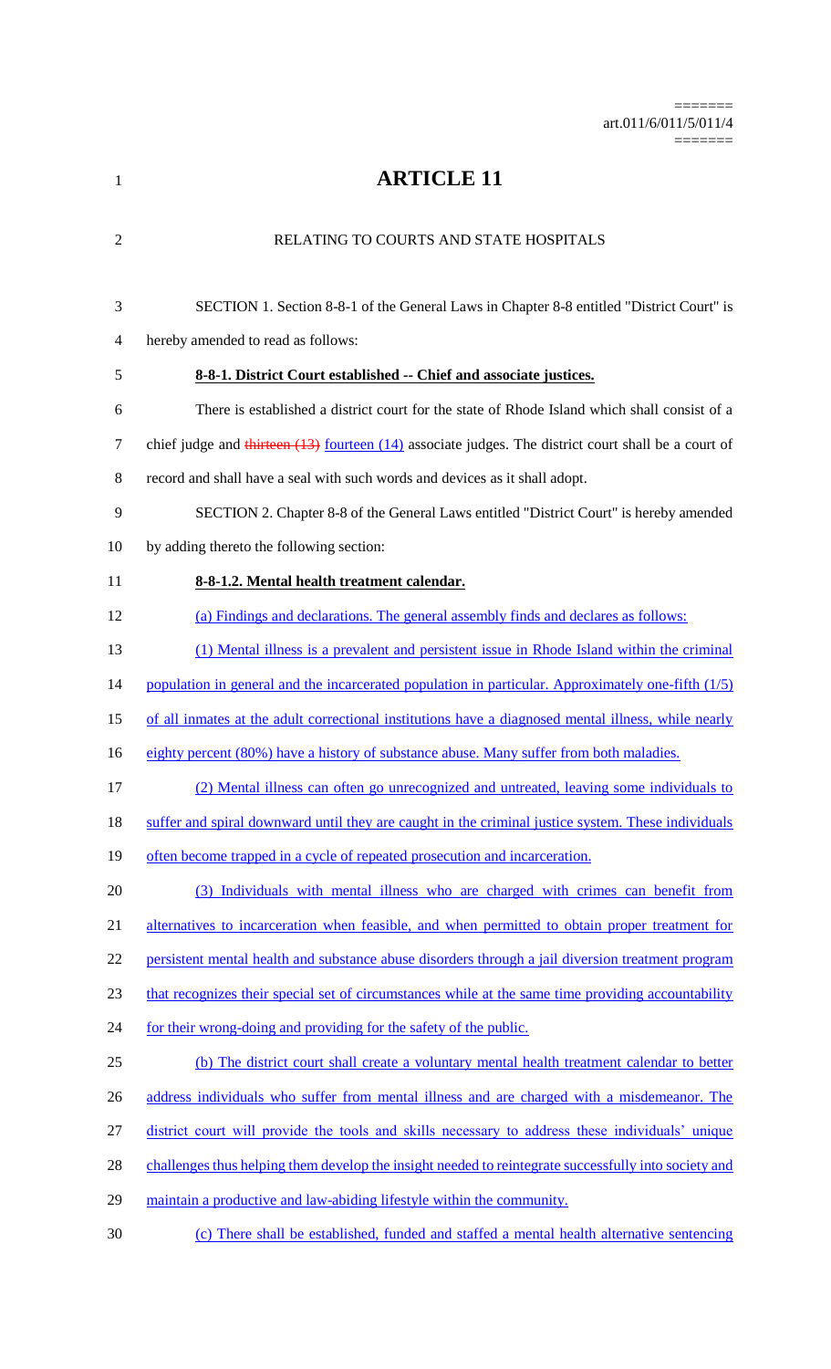# ARTICLE 11

RELATING TO COURTS AND STATE HOSPITALS

SECTION 1. Section 8-8-1 of the General Laws in Chapter 8-8 entitled "District Court" is hereby amended to read as follows:

**8-8-1. District Court established -- Chief and associate justices.**

There is established a district court for the state of Rhode Island which shall consist of a chief judge and ~~thirteen (13)~~ fourteen (14) associate judges. The district court shall be a court of record and shall have a seal with such words and devices as it shall adopt.

SECTION 2. Chapter 8-8 of the General Laws entitled "District Court" is hereby amended by adding thereto the following section:

**8-8-1.2. Mental health treatment calendar.**

(a) Findings and declarations. The general assembly finds and declares as follows:

(1) Mental illness is a prevalent and persistent issue in Rhode Island within the criminal population in general and the incarcerated population in particular. Approximately one-fifth (1/5) of all inmates at the adult correctional institutions have a diagnosed mental illness, while nearly eighty percent (80%) have a history of substance abuse. Many suffer from both maladies.

(2) Mental illness can often go unrecognized and untreated, leaving some individuals to suffer and spiral downward until they are caught in the criminal justice system. These individuals often become trapped in a cycle of repeated prosecution and incarceration.

(3) Individuals with mental illness who are charged with crimes can benefit from alternatives to incarceration when feasible, and when permitted to obtain proper treatment for persistent mental health and substance abuse disorders through a jail diversion treatment program that recognizes their special set of circumstances while at the same time providing accountability for their wrong-doing and providing for the safety of the public.

(b) The district court shall create a voluntary mental health treatment calendar to better address individuals who suffer from mental illness and are charged with a misdemeanor. The district court will provide the tools and skills necessary to address these individuals' unique challenges thus helping them develop the insight needed to reintegrate successfully into society and maintain a productive and law-abiding lifestyle within the community.

(c) There shall be established, funded and staffed a mental health alternative sentencing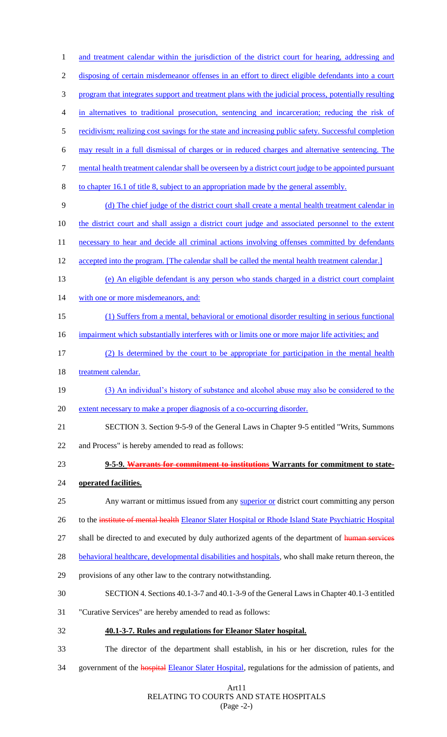and treatment calendar within the jurisdiction of the district court for hearing, addressing and disposing of certain misdemeanor offenses in an effort to direct eligible defendants into a court program that integrates support and treatment plans with the judicial process, potentially resulting in alternatives to traditional prosecution, sentencing and incarceration; reducing the risk of recidivism; realizing cost savings for the state and increasing public safety. Successful completion may result in a full dismissal of charges or in reduced charges and alternative sentencing. The mental health treatment calendar shall be overseen by a district court judge to be appointed pursuant to chapter 16.1 of title 8, subject to an appropriation made by the general assembly.

(d) The chief judge of the district court shall create a mental health treatment calendar in the district court and shall assign a district court judge and associated personnel to the extent necessary to hear and decide all criminal actions involving offenses committed by defendants accepted into the program. [The calendar shall be called the mental health treatment calendar.]

(e) An eligible defendant is any person who stands charged in a district court complaint with one or more misdemeanors, and:

(1) Suffers from a mental, behavioral or emotional disorder resulting in serious functional impairment which substantially interferes with or limits one or more major life activities; and

(2) Is determined by the court to be appropriate for participation in the mental health treatment calendar.

(3) An individual's history of substance and alcohol abuse may also be considered to the extent necessary to make a proper diagnosis of a co-occurring disorder.

SECTION 3. Section 9-5-9 of the General Laws in Chapter 9-5 entitled "Writs, Summons and Process" is hereby amended to read as follows:

**9-5-9. ~~Warrants for commitment to institutions~~ Warrants for commitment to state-operated facilities.**

Any warrant or mittimus issued from any superior or district court committing any person to the ~~institute of mental health~~ Eleanor Slater Hospital or Rhode Island State Psychiatric Hospital shall be directed to and executed by duly authorized agents of the department of ~~human services~~ behavioral healthcare, developmental disabilities and hospitals, who shall make return thereon, the provisions of any other law to the contrary notwithstanding.

SECTION 4. Sections 40.1-3-7 and 40.1-3-9 of the General Laws in Chapter 40.1-3 entitled "Curative Services" are hereby amended to read as follows:

**40.1-3-7. Rules and regulations for Eleanor Slater hospital.**

The director of the department shall establish, in his or her discretion, rules for the government of the ~~hospital~~ Eleanor Slater Hospital, regulations for the admission of patients, and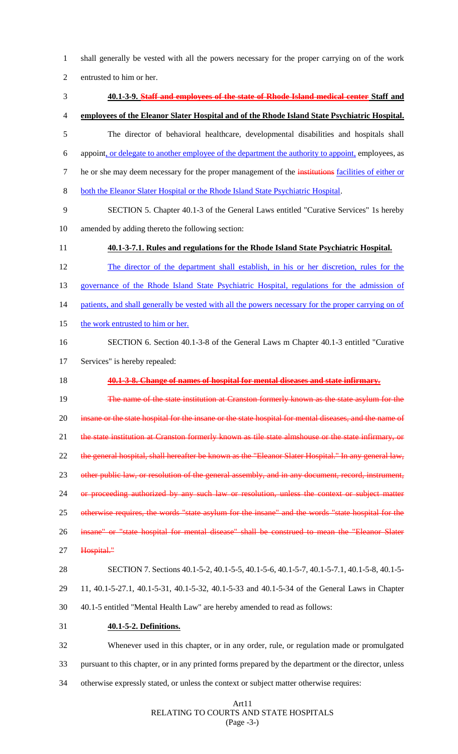shall generally be vested with all the powers necessary for the proper carrying on of the work entrusted to him or her.

**40.1-3-9. ~~Staff and employees of the state of Rhode Island medical center~~ Staff and employees of the Eleanor Slater Hospital and of the Rhode Island State Psychiatric Hospital.**

The director of behavioral healthcare, developmental disabilities and hospitals shall appoint, or delegate to another employee of the department the authority to appoint, employees, as he or she may deem necessary for the proper management of the ~~institutions~~ facilities of either or both the Eleanor Slater Hospital or the Rhode Island State Psychiatric Hospital.

SECTION 5. Chapter 40.1-3 of the General Laws entitled "Curative Services" 1s hereby amended by adding thereto the following section:

**40.1-3-7.1. Rules and regulations for the Rhode Island State Psychiatric Hospital.**

The director of the department shall establish, in his or her discretion, rules for the governance of the Rhode Island State Psychiatric Hospital, regulations for the admission of patients, and shall generally be vested with all the powers necessary for the proper carrying on of the work entrusted to him or her.

SECTION 6. Section 40.1-3-8 of the General Laws m Chapter 40.1-3 entitled "Curative Services" is hereby repealed:

**~~40.1-3-8. Change of names of hospital for mental diseases and state infirmary.~~**

~~The name of the state institution at Cranston formerly known as the state asylum for the insane or the state hospital for the insane or the state hospital for mental diseases, and the name of the state institution at Cranston formerly known as tile state almshouse or the state infirmary, or the general hospital, shall hereafter be known as the "Eleanor Slater Hospital." In any general law, other public law, or resolution of the general assembly, and in any document, record, instrument, or proceeding authorized by any such law or resolution, unless the context or subject matter otherwise requires, the words "state asylum for the insane" and the words "state hospital for the insane" or "state hospital for mental disease" shall be construed to mean the "Eleanor Slater Hospital."~~

SECTION 7. Sections 40.1-5-2, 40.1-5-5, 40.1-5-6, 40.1-5-7, 40.1-5-7.1, 40.1-5-8, 40.1-5-11, 40.1-5-27.1, 40.1-5-31, 40.1-5-32, 40.1-5-33 and 40.1-5-34 of the General Laws in Chapter 40.1-5 entitled "Mental Health Law" are hereby amended to read as follows:

**40.1-5-2. Definitions.**

Whenever used in this chapter, or in any order, rule, or regulation made or promulgated pursuant to this chapter, or in any printed forms prepared by the department or the director, unless otherwise expressly stated, or unless the context or subject matter otherwise requires: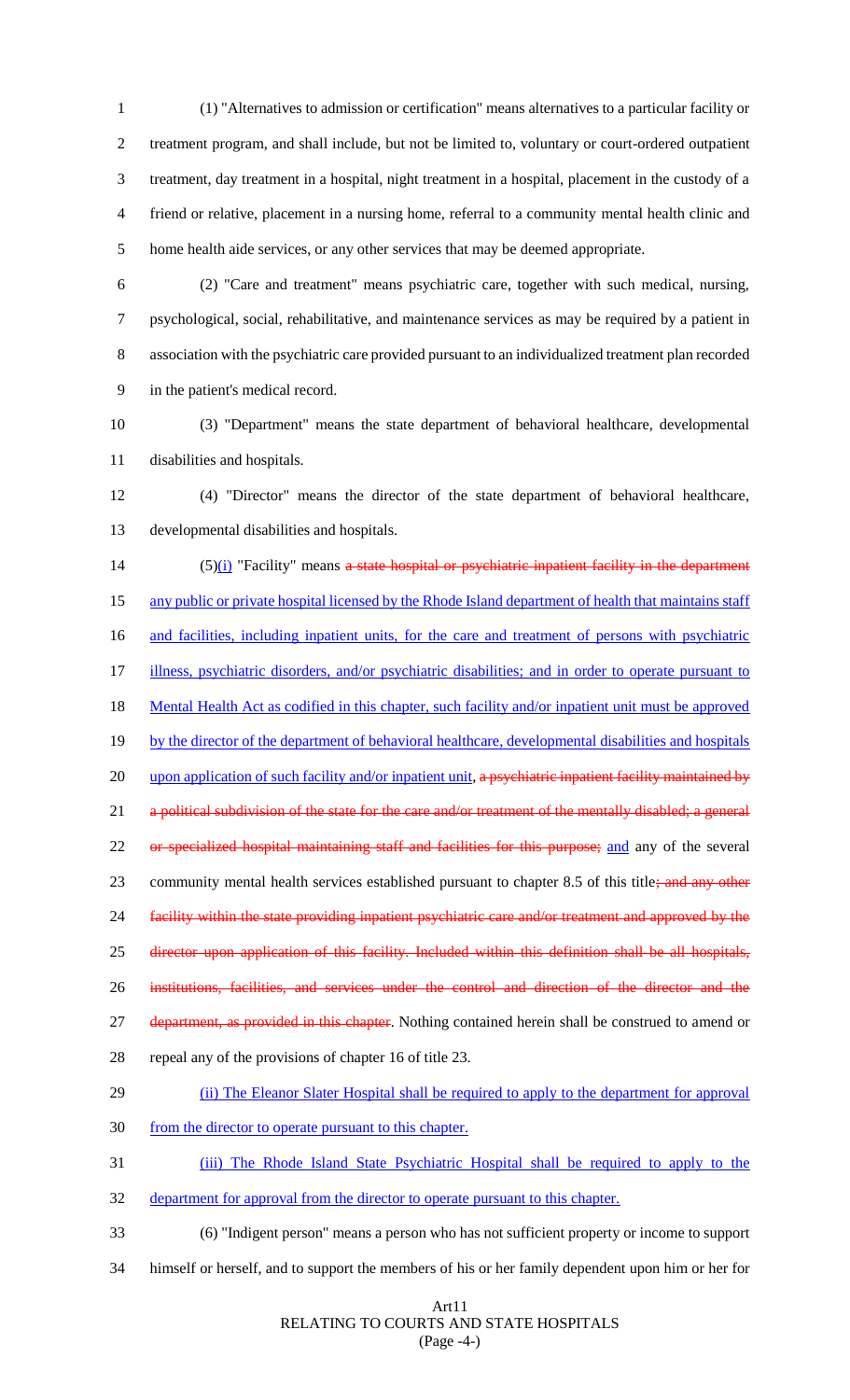(1) "Alternatives to admission or certification" means alternatives to a particular facility or treatment program, and shall include, but not be limited to, voluntary or court-ordered outpatient treatment, day treatment in a hospital, night treatment in a hospital, placement in the custody of a friend or relative, placement in a nursing home, referral to a community mental health clinic and home health aide services, or any other services that may be deemed appropriate.

(2) "Care and treatment" means psychiatric care, together with such medical, nursing, psychological, social, rehabilitative, and maintenance services as may be required by a patient in association with the psychiatric care provided pursuant to an individualized treatment plan recorded in the patient's medical record.

(3) "Department" means the state department of behavioral healthcare, developmental disabilities and hospitals.

(4) "Director" means the director of the state department of behavioral healthcare, developmental disabilities and hospitals.

(5)<u>(i)</u> "Facility" means ~~a state hospital or psychiatric inpatient facility in the department~~ <u>any public or private hospital licensed by the Rhode Island department of health that maintains staff and facilities, including inpatient units, for the care and treatment of persons with psychiatric illness, psychiatric disorders, and/or psychiatric disabilities; and in order to operate pursuant to Mental Health Act as codified in this chapter, such facility and/or inpatient unit must be approved by the director of the department of behavioral healthcare, developmental disabilities and hospitals upon application of such facility and/or inpatient unit</u>, ~~a psychiatric inpatient facility maintained by a political subdivision of the state for the care and/or treatment of the mentally disabled; a general or specialized hospital maintaining staff and facilities for this purpose;~~ <u>and</u> any of the several community mental health services established pursuant to chapter 8.5 of this title~~; and any other facility within the state providing inpatient psychiatric care and/or treatment and approved by the director upon application of this facility. Included within this definition shall be all hospitals, institutions, facilities, and services under the control and direction of the director and the department, as provided in this chapter~~. Nothing contained herein shall be construed to amend or repeal any of the provisions of chapter 16 of title 23.

<u>(ii) The Eleanor Slater Hospital shall be required to apply to the department for approval from the director to operate pursuant to this chapter.</u>

<u>(iii) The Rhode Island State Psychiatric Hospital shall be required to apply to the department for approval from the director to operate pursuant to this chapter.</u>

(6) "Indigent person" means a person who has not sufficient property or income to support himself or herself, and to support the members of his or her family dependent upon him or her for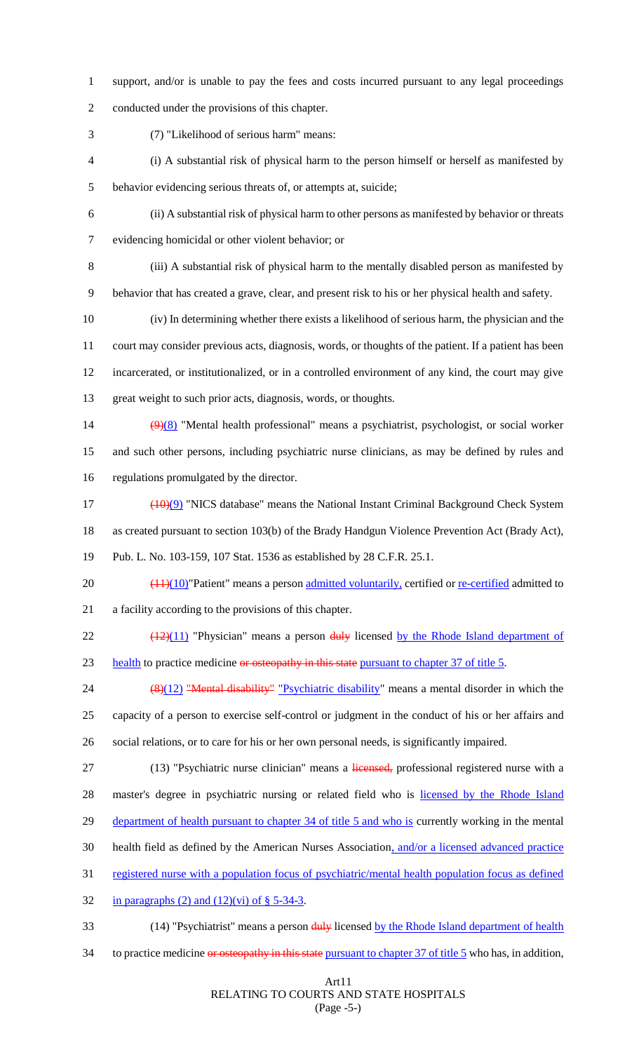support, and/or is unable to pay the fees and costs incurred pursuant to any legal proceedings conducted under the provisions of this chapter.

(7) "Likelihood of serious harm" means:

(i) A substantial risk of physical harm to the person himself or herself as manifested by behavior evidencing serious threats of, or attempts at, suicide;

(ii) A substantial risk of physical harm to other persons as manifested by behavior or threats evidencing homicidal or other violent behavior; or

(iii) A substantial risk of physical harm to the mentally disabled person as manifested by behavior that has created a grave, clear, and present risk to his or her physical health and safety.

(iv) In determining whether there exists a likelihood of serious harm, the physician and the court may consider previous acts, diagnosis, words, or thoughts of the patient. If a patient has been incarcerated, or institutionalized, or in a controlled environment of any kind, the court may give great weight to such prior acts, diagnosis, words, or thoughts.

~~(9)~~(8) "Mental health professional" means a psychiatrist, psychologist, or social worker and such other persons, including psychiatric nurse clinicians, as may be defined by rules and regulations promulgated by the director.

~~(10)~~(9) "NICS database" means the National Instant Criminal Background Check System as created pursuant to section 103(b) of the Brady Handgun Violence Prevention Act (Brady Act), Pub. L. No. 103-159, 107 Stat. 1536 as established by 28 C.F.R. 25.1.

~~(11)~~(10)"Patient" means a person admitted voluntarily, certified or re-certified admitted to a facility according to the provisions of this chapter.

~~(12)~~(11) "Physician" means a person ~~duly~~ licensed by the Rhode Island department of health to practice medicine ~~or osteopathy in this state~~ pursuant to chapter 37 of title 5.

~~(8)~~(12) ~~"Mental disability"~~ "Psychiatric disability" means a mental disorder in which the capacity of a person to exercise self-control or judgment in the conduct of his or her affairs and social relations, or to care for his or her own personal needs, is significantly impaired.

(13) "Psychiatric nurse clinician" means a ~~licensed,~~ professional registered nurse with a master's degree in psychiatric nursing or related field who is licensed by the Rhode Island department of health pursuant to chapter 34 of title 5 and who is currently working in the mental health field as defined by the American Nurses Association, and/or a licensed advanced practice registered nurse with a population focus of psychiatric/mental health population focus as defined in paragraphs (2) and (12)(vi) of § 5-34-3.

(14) "Psychiatrist" means a person ~~duly~~ licensed by the Rhode Island department of health to practice medicine ~~or osteopathy in this state~~ pursuant to chapter 37 of title 5 who has, in addition,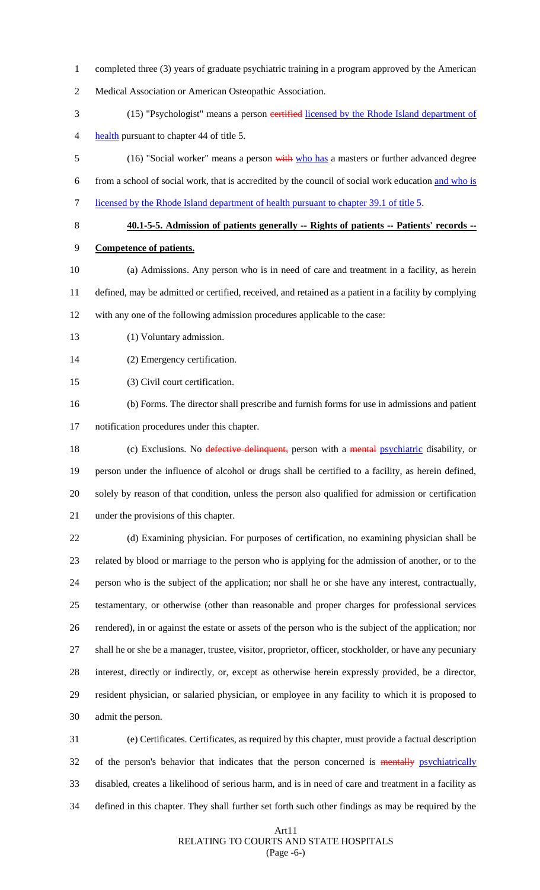completed three (3) years of graduate psychiatric training in a program approved by the American Medical Association or American Osteopathic Association.

(15) "Psychologist" means a person ~~certified~~ licensed by the Rhode Island department of health pursuant to chapter 44 of title 5.

(16) "Social worker" means a person ~~with~~ who has a masters or further advanced degree from a school of social work, that is accredited by the council of social work education and who is licensed by the Rhode Island department of health pursuant to chapter 39.1 of title 5.

**40.1-5-5. Admission of patients generally -- Rights of patients -- Patients' records -- Competence of patients.**

(a) Admissions. Any person who is in need of care and treatment in a facility, as herein defined, may be admitted or certified, received, and retained as a patient in a facility by complying with any one of the following admission procedures applicable to the case:

(1) Voluntary admission.

(2) Emergency certification.

(3) Civil court certification.

(b) Forms. The director shall prescribe and furnish forms for use in admissions and patient notification procedures under this chapter.

(c) Exclusions. No ~~defective delinquent,~~ person with a ~~mental~~ psychiatric disability, or person under the influence of alcohol or drugs shall be certified to a facility, as herein defined, solely by reason of that condition, unless the person also qualified for admission or certification under the provisions of this chapter.

(d) Examining physician. For purposes of certification, no examining physician shall be related by blood or marriage to the person who is applying for the admission of another, or to the person who is the subject of the application; nor shall he or she have any interest, contractually, testamentary, or otherwise (other than reasonable and proper charges for professional services rendered), in or against the estate or assets of the person who is the subject of the application; nor shall he or she be a manager, trustee, visitor, proprietor, officer, stockholder, or have any pecuniary interest, directly or indirectly, or, except as otherwise herein expressly provided, be a director, resident physician, or salaried physician, or employee in any facility to which it is proposed to admit the person.

(e) Certificates. Certificates, as required by this chapter, must provide a factual description of the person's behavior that indicates that the person concerned is ~~mentally~~ psychiatrically disabled, creates a likelihood of serious harm, and is in need of care and treatment in a facility as defined in this chapter. They shall further set forth such other findings as may be required by the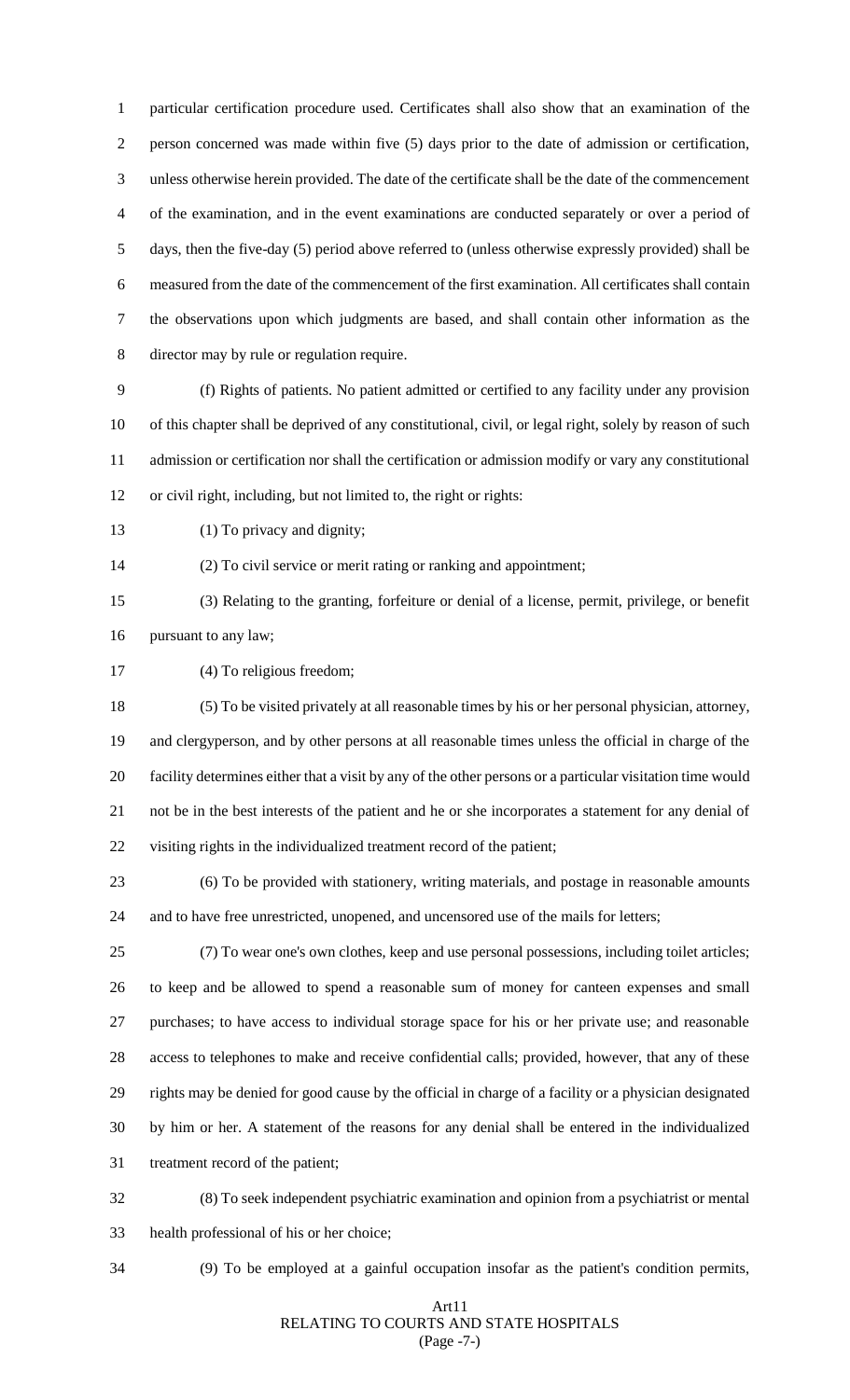particular certification procedure used. Certificates shall also show that an examination of the person concerned was made within five (5) days prior to the date of admission or certification, unless otherwise herein provided. The date of the certificate shall be the date of the commencement of the examination, and in the event examinations are conducted separately or over a period of days, then the five-day (5) period above referred to (unless otherwise expressly provided) shall be measured from the date of the commencement of the first examination. All certificates shall contain the observations upon which judgments are based, and shall contain other information as the director may by rule or regulation require.

(f) Rights of patients. No patient admitted or certified to any facility under any provision of this chapter shall be deprived of any constitutional, civil, or legal right, solely by reason of such admission or certification nor shall the certification or admission modify or vary any constitutional or civil right, including, but not limited to, the right or rights:

(1) To privacy and dignity;

(2) To civil service or merit rating or ranking and appointment;

(3) Relating to the granting, forfeiture or denial of a license, permit, privilege, or benefit pursuant to any law;

(4) To religious freedom;

(5) To be visited privately at all reasonable times by his or her personal physician, attorney, and clergyperson, and by other persons at all reasonable times unless the official in charge of the facility determines either that a visit by any of the other persons or a particular visitation time would not be in the best interests of the patient and he or she incorporates a statement for any denial of visiting rights in the individualized treatment record of the patient;

(6) To be provided with stationery, writing materials, and postage in reasonable amounts and to have free unrestricted, unopened, and uncensored use of the mails for letters;

(7) To wear one's own clothes, keep and use personal possessions, including toilet articles; to keep and be allowed to spend a reasonable sum of money for canteen expenses and small purchases; to have access to individual storage space for his or her private use; and reasonable access to telephones to make and receive confidential calls; provided, however, that any of these rights may be denied for good cause by the official in charge of a facility or a physician designated by him or her. A statement of the reasons for any denial shall be entered in the individualized treatment record of the patient;

(8) To seek independent psychiatric examination and opinion from a psychiatrist or mental health professional of his or her choice;

(9) To be employed at a gainful occupation insofar as the patient's condition permits,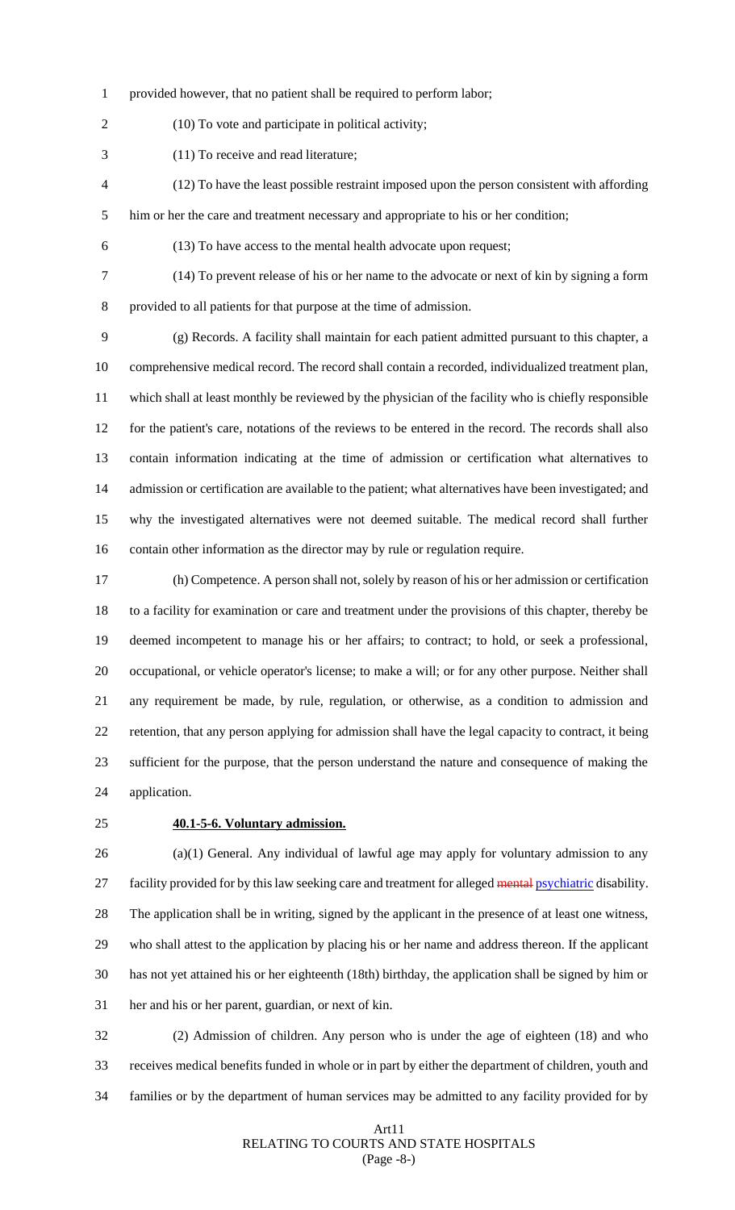provided however, that no patient shall be required to perform labor;

(10) To vote and participate in political activity;

(11) To receive and read literature;

(12) To have the least possible restraint imposed upon the person consistent with affording him or her the care and treatment necessary and appropriate to his or her condition;

(13) To have access to the mental health advocate upon request;

(14) To prevent release of his or her name to the advocate or next of kin by signing a form provided to all patients for that purpose at the time of admission.

(g) Records. A facility shall maintain for each patient admitted pursuant to this chapter, a comprehensive medical record. The record shall contain a recorded, individualized treatment plan, which shall at least monthly be reviewed by the physician of the facility who is chiefly responsible for the patient's care, notations of the reviews to be entered in the record. The records shall also contain information indicating at the time of admission or certification what alternatives to admission or certification are available to the patient; what alternatives have been investigated; and why the investigated alternatives were not deemed suitable. The medical record shall further contain other information as the director may by rule or regulation require.

(h) Competence. A person shall not, solely by reason of his or her admission or certification to a facility for examination or care and treatment under the provisions of this chapter, thereby be deemed incompetent to manage his or her affairs; to contract; to hold, or seek a professional, occupational, or vehicle operator's license; to make a will; or for any other purpose. Neither shall any requirement be made, by rule, regulation, or otherwise, as a condition to admission and retention, that any person applying for admission shall have the legal capacity to contract, it being sufficient for the purpose, that the person understand the nature and consequence of making the application.

**40.1-5-6. Voluntary admission.**

(a)(1) General. Any individual of lawful age may apply for voluntary admission to any facility provided for by this law seeking care and treatment for alleged ~~mental~~ psychiatric disability. The application shall be in writing, signed by the applicant in the presence of at least one witness, who shall attest to the application by placing his or her name and address thereon. If the applicant has not yet attained his or her eighteenth (18th) birthday, the application shall be signed by him or her and his or her parent, guardian, or next of kin.

(2) Admission of children. Any person who is under the age of eighteen (18) and who receives medical benefits funded in whole or in part by either the department of children, youth and families or by the department of human services may be admitted to any facility provided for by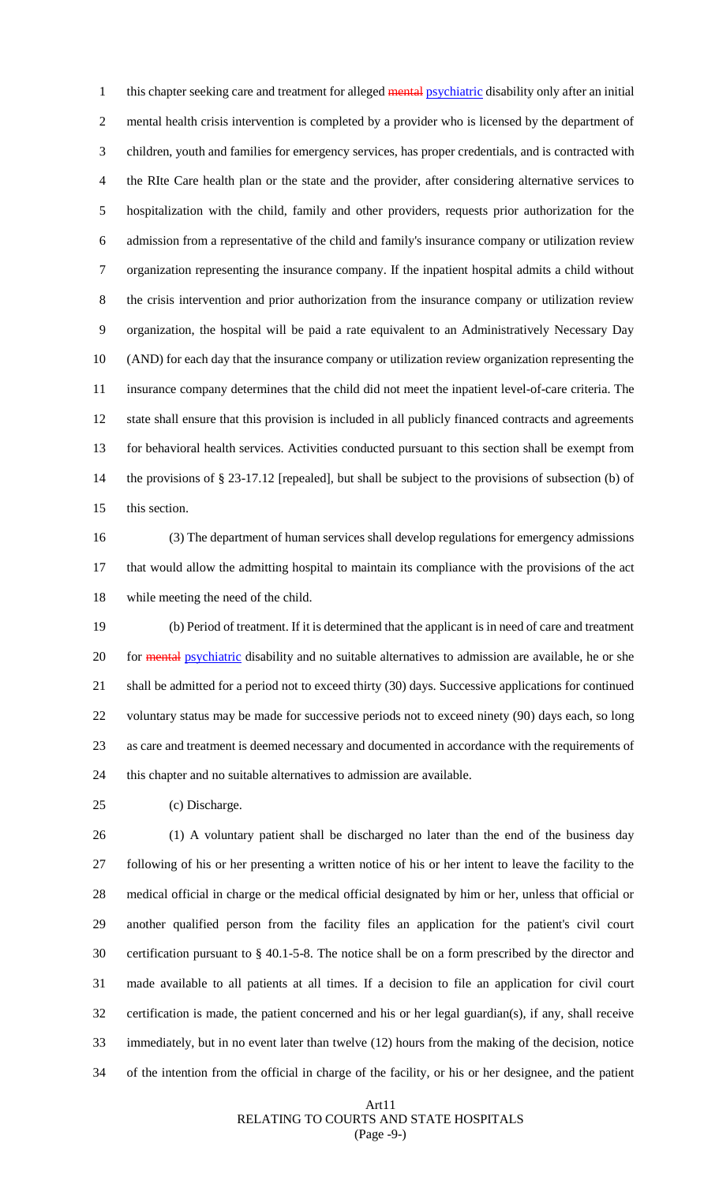this chapter seeking care and treatment for alleged ~~mental~~ psychiatric disability only after an initial mental health crisis intervention is completed by a provider who is licensed by the department of children, youth and families for emergency services, has proper credentials, and is contracted with the RIte Care health plan or the state and the provider, after considering alternative services to hospitalization with the child, family and other providers, requests prior authorization for the admission from a representative of the child and family's insurance company or utilization review organization representing the insurance company. If the inpatient hospital admits a child without the crisis intervention and prior authorization from the insurance company or utilization review organization, the hospital will be paid a rate equivalent to an Administratively Necessary Day (AND) for each day that the insurance company or utilization review organization representing the insurance company determines that the child did not meet the inpatient level-of-care criteria. The state shall ensure that this provision is included in all publicly financed contracts and agreements for behavioral health services. Activities conducted pursuant to this section shall be exempt from the provisions of § 23-17.12 [repealed], but shall be subject to the provisions of subsection (b) of this section.

(3) The department of human services shall develop regulations for emergency admissions that would allow the admitting hospital to maintain its compliance with the provisions of the act while meeting the need of the child.

(b) Period of treatment. If it is determined that the applicant is in need of care and treatment for ~~mental~~ psychiatric disability and no suitable alternatives to admission are available, he or she shall be admitted for a period not to exceed thirty (30) days. Successive applications for continued voluntary status may be made for successive periods not to exceed ninety (90) days each, so long as care and treatment is deemed necessary and documented in accordance with the requirements of this chapter and no suitable alternatives to admission are available.

(c) Discharge.

(1) A voluntary patient shall be discharged no later than the end of the business day following of his or her presenting a written notice of his or her intent to leave the facility to the medical official in charge or the medical official designated by him or her, unless that official or another qualified person from the facility files an application for the patient's civil court certification pursuant to § 40.1-5-8. The notice shall be on a form prescribed by the director and made available to all patients at all times. If a decision to file an application for civil court certification is made, the patient concerned and his or her legal guardian(s), if any, shall receive immediately, but in no event later than twelve (12) hours from the making of the decision, notice of the intention from the official in charge of the facility, or his or her designee, and the patient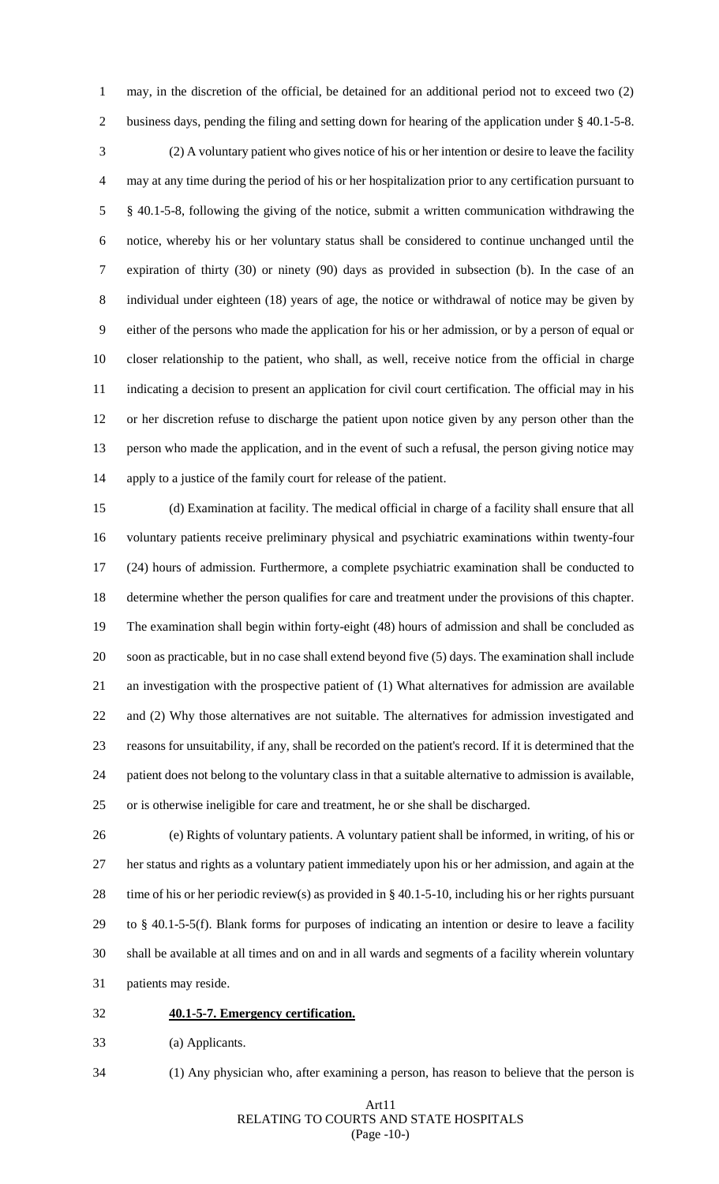may, in the discretion of the official, be detained for an additional period not to exceed two (2) business days, pending the filing and setting down for hearing of the application under § 40.1-5-8.

(2) A voluntary patient who gives notice of his or her intention or desire to leave the facility may at any time during the period of his or her hospitalization prior to any certification pursuant to § 40.1-5-8, following the giving of the notice, submit a written communication withdrawing the notice, whereby his or her voluntary status shall be considered to continue unchanged until the expiration of thirty (30) or ninety (90) days as provided in subsection (b). In the case of an individual under eighteen (18) years of age, the notice or withdrawal of notice may be given by either of the persons who made the application for his or her admission, or by a person of equal or closer relationship to the patient, who shall, as well, receive notice from the official in charge indicating a decision to present an application for civil court certification. The official may in his or her discretion refuse to discharge the patient upon notice given by any person other than the person who made the application, and in the event of such a refusal, the person giving notice may apply to a justice of the family court for release of the patient.

(d) Examination at facility. The medical official in charge of a facility shall ensure that all voluntary patients receive preliminary physical and psychiatric examinations within twenty-four (24) hours of admission. Furthermore, a complete psychiatric examination shall be conducted to determine whether the person qualifies for care and treatment under the provisions of this chapter. The examination shall begin within forty-eight (48) hours of admission and shall be concluded as soon as practicable, but in no case shall extend beyond five (5) days. The examination shall include an investigation with the prospective patient of (1) What alternatives for admission are available and (2) Why those alternatives are not suitable. The alternatives for admission investigated and reasons for unsuitability, if any, shall be recorded on the patient's record. If it is determined that the patient does not belong to the voluntary class in that a suitable alternative to admission is available, or is otherwise ineligible for care and treatment, he or she shall be discharged.

(e) Rights of voluntary patients. A voluntary patient shall be informed, in writing, of his or her status and rights as a voluntary patient immediately upon his or her admission, and again at the time of his or her periodic review(s) as provided in § 40.1-5-10, including his or her rights pursuant to § 40.1-5-5(f). Blank forms for purposes of indicating an intention or desire to leave a facility shall be available at all times and on and in all wards and segments of a facility wherein voluntary patients may reside.

**40.1-5-7. Emergency certification.**

(a) Applicants.

(1) Any physician who, after examining a person, has reason to believe that the person is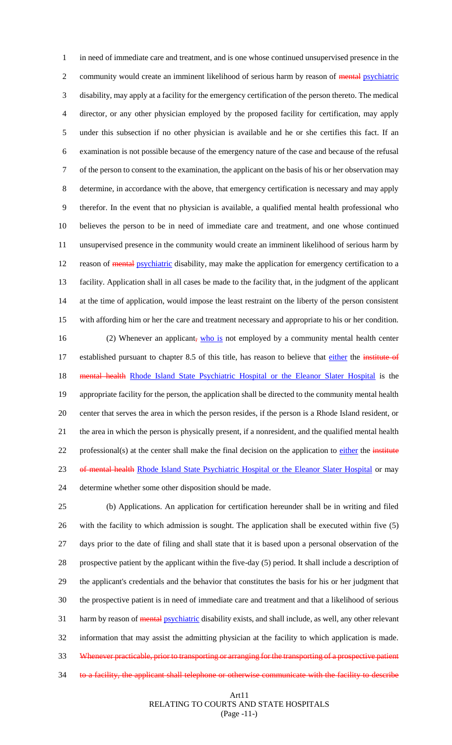in need of immediate care and treatment, and is one whose continued unsupervised presence in the community would create an imminent likelihood of serious harm by reason of ~~mental~~ psychiatric disability, may apply at a facility for the emergency certification of the person thereto. The medical director, or any other physician employed by the proposed facility for certification, may apply under this subsection if no other physician is available and he or she certifies this fact. If an examination is not possible because of the emergency nature of the case and because of the refusal of the person to consent to the examination, the applicant on the basis of his or her observation may determine, in accordance with the above, that emergency certification is necessary and may apply therefor. In the event that no physician is available, a qualified mental health professional who believes the person to be in need of immediate care and treatment, and one whose continued unsupervised presence in the community would create an imminent likelihood of serious harm by reason of ~~mental~~ psychiatric disability, may make the application for emergency certification to a facility. Application shall in all cases be made to the facility that, in the judgment of the applicant at the time of application, would impose the least restraint on the liberty of the person consistent with affording him or her the care and treatment necessary and appropriate to his or her condition.

(2) Whenever an applicant~~,~~ who is not employed by a community mental health center established pursuant to chapter 8.5 of this title, has reason to believe that either the ~~institute of mental health~~ Rhode Island State Psychiatric Hospital or the Eleanor Slater Hospital is the appropriate facility for the person, the application shall be directed to the community mental health center that serves the area in which the person resides, if the person is a Rhode Island resident, or the area in which the person is physically present, if a nonresident, and the qualified mental health professional(s) at the center shall make the final decision on the application to either the ~~institute of mental health~~ Rhode Island State Psychiatric Hospital or the Eleanor Slater Hospital or may determine whether some other disposition should be made.

(b) Applications. An application for certification hereunder shall be in writing and filed with the facility to which admission is sought. The application shall be executed within five (5) days prior to the date of filing and shall state that it is based upon a personal observation of the prospective patient by the applicant within the five-day (5) period. It shall include a description of the applicant's credentials and the behavior that constitutes the basis for his or her judgment that the prospective patient is in need of immediate care and treatment and that a likelihood of serious harm by reason of ~~mental~~ psychiatric disability exists, and shall include, as well, any other relevant information that may assist the admitting physician at the facility to which application is made. ~~Whenever practicable, prior to transporting or arranging for the transporting of a prospective patient to a facility, the applicant shall telephone or otherwise communicate with the facility to describe~~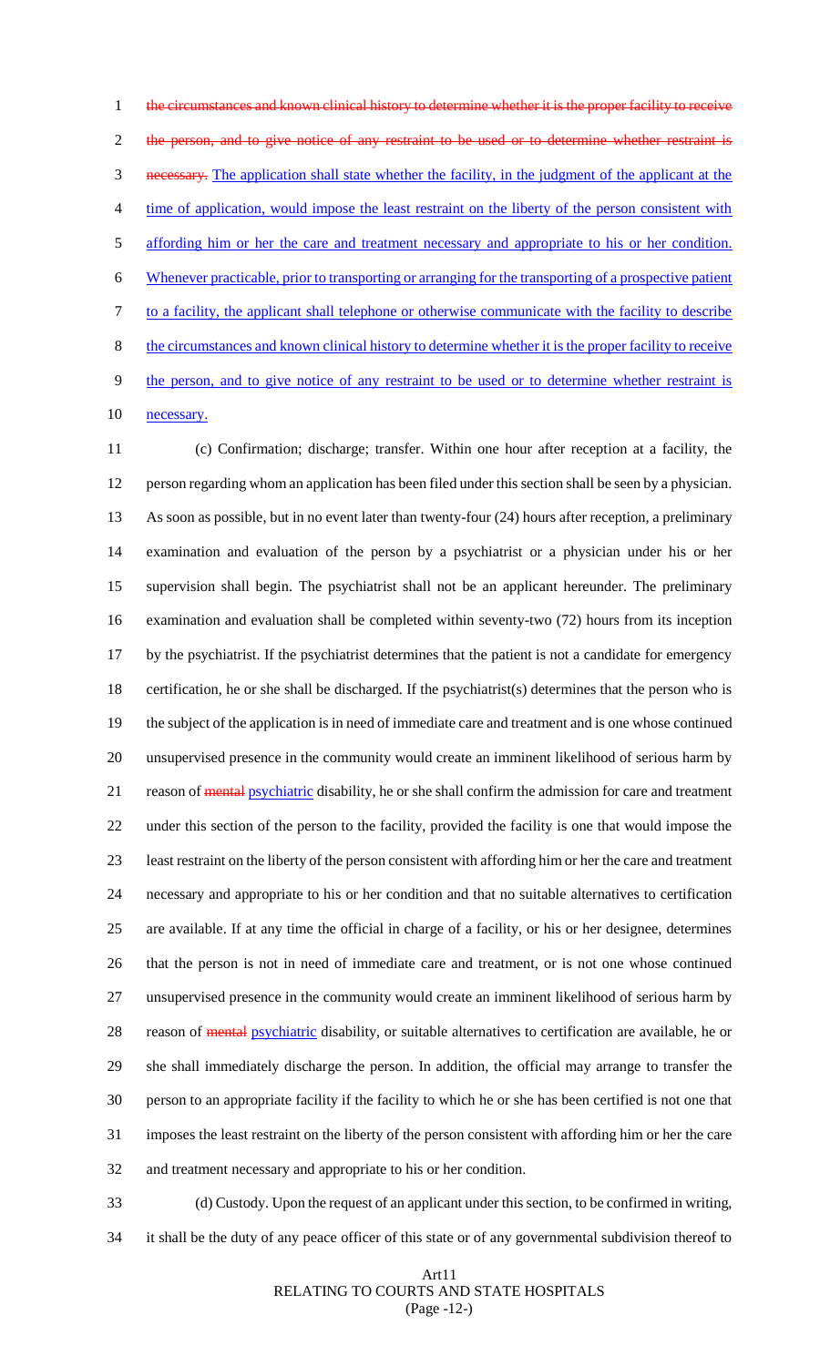~~the circumstances and known clinical history to determine whether it is the proper facility to receive the person, and to give notice of any restraint to be used or to determine whether restraint is necessary.~~ The application shall state whether the facility, in the judgment of the applicant at the time of application, would impose the least restraint on the liberty of the person consistent with affording him or her the care and treatment necessary and appropriate to his or her condition. Whenever practicable, prior to transporting or arranging for the transporting of a prospective patient to a facility, the applicant shall telephone or otherwise communicate with the facility to describe the circumstances and known clinical history to determine whether it is the proper facility to receive the person, and to give notice of any restraint to be used or to determine whether restraint is necessary.

(c) Confirmation; discharge; transfer. Within one hour after reception at a facility, the person regarding whom an application has been filed under this section shall be seen by a physician. As soon as possible, but in no event later than twenty-four (24) hours after reception, a preliminary examination and evaluation of the person by a psychiatrist or a physician under his or her supervision shall begin. The psychiatrist shall not be an applicant hereunder. The preliminary examination and evaluation shall be completed within seventy-two (72) hours from its inception by the psychiatrist. If the psychiatrist determines that the patient is not a candidate for emergency certification, he or she shall be discharged. If the psychiatrist(s) determines that the person who is the subject of the application is in need of immediate care and treatment and is one whose continued unsupervised presence in the community would create an imminent likelihood of serious harm by reason of ~~mental~~ psychiatric disability, he or she shall confirm the admission for care and treatment under this section of the person to the facility, provided the facility is one that would impose the least restraint on the liberty of the person consistent with affording him or her the care and treatment necessary and appropriate to his or her condition and that no suitable alternatives to certification are available. If at any time the official in charge of a facility, or his or her designee, determines that the person is not in need of immediate care and treatment, or is not one whose continued unsupervised presence in the community would create an imminent likelihood of serious harm by reason of ~~mental~~ psychiatric disability, or suitable alternatives to certification are available, he or she shall immediately discharge the person. In addition, the official may arrange to transfer the person to an appropriate facility if the facility to which he or she has been certified is not one that imposes the least restraint on the liberty of the person consistent with affording him or her the care and treatment necessary and appropriate to his or her condition.

(d) Custody. Upon the request of an applicant under this section, to be confirmed in writing, it shall be the duty of any peace officer of this state or of any governmental subdivision thereof to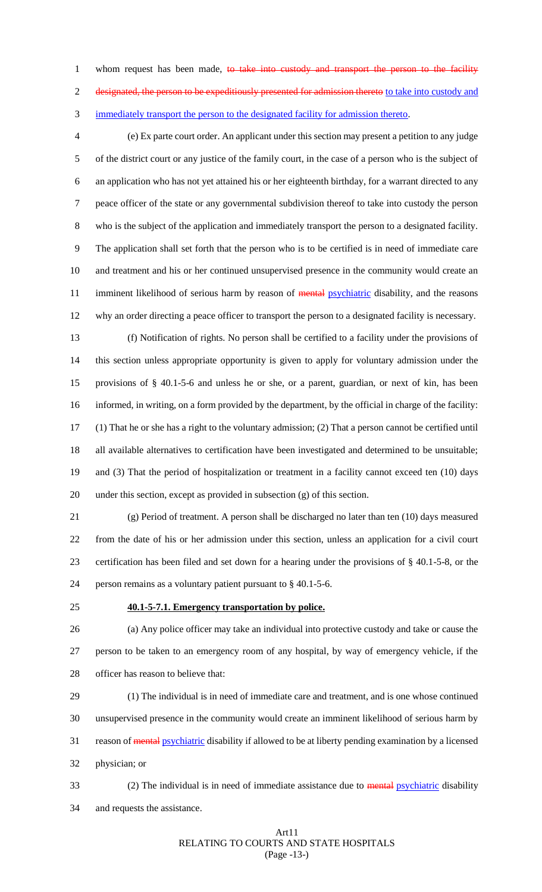whom request has been made, ~~to take into custody and transport the person to the facility designated, the person to be expeditiously presented for admission thereto~~ to take into custody and immediately transport the person to the designated facility for admission thereto.

(e) Ex parte court order. An applicant under this section may present a petition to any judge of the district court or any justice of the family court, in the case of a person who is the subject of an application who has not yet attained his or her eighteenth birthday, for a warrant directed to any peace officer of the state or any governmental subdivision thereof to take into custody the person who is the subject of the application and immediately transport the person to a designated facility. The application shall set forth that the person who is to be certified is in need of immediate care and treatment and his or her continued unsupervised presence in the community would create an imminent likelihood of serious harm by reason of ~~mental~~ psychiatric disability, and the reasons why an order directing a peace officer to transport the person to a designated facility is necessary.

(f) Notification of rights. No person shall be certified to a facility under the provisions of this section unless appropriate opportunity is given to apply for voluntary admission under the provisions of § 40.1-5-6 and unless he or she, or a parent, guardian, or next of kin, has been informed, in writing, on a form provided by the department, by the official in charge of the facility: (1) That he or she has a right to the voluntary admission; (2) That a person cannot be certified until all available alternatives to certification have been investigated and determined to be unsuitable; and (3) That the period of hospitalization or treatment in a facility cannot exceed ten (10) days under this section, except as provided in subsection (g) of this section.

(g) Period of treatment. A person shall be discharged no later than ten (10) days measured from the date of his or her admission under this section, unless an application for a civil court certification has been filed and set down for a hearing under the provisions of § 40.1-5-8, or the person remains as a voluntary patient pursuant to § 40.1-5-6.

**40.1-5-7.1. Emergency transportation by police.**

(a) Any police officer may take an individual into protective custody and take or cause the person to be taken to an emergency room of any hospital, by way of emergency vehicle, if the officer has reason to believe that:

(1) The individual is in need of immediate care and treatment, and is one whose continued unsupervised presence in the community would create an imminent likelihood of serious harm by reason of ~~mental~~ psychiatric disability if allowed to be at liberty pending examination by a licensed physician; or

(2) The individual is in need of immediate assistance due to ~~mental~~ psychiatric disability and requests the assistance.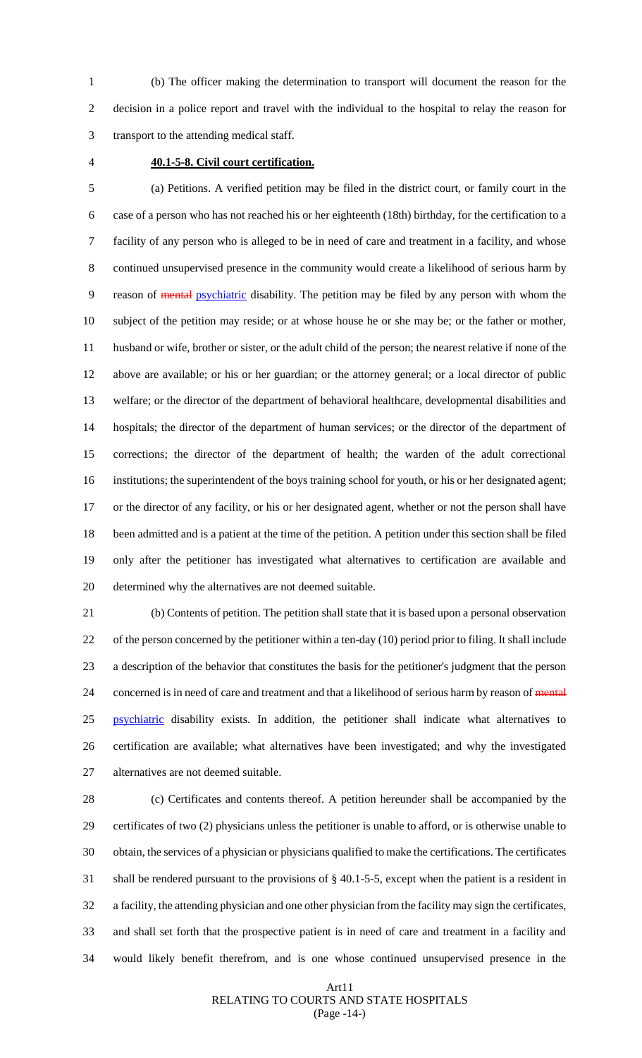(b) The officer making the determination to transport will document the reason for the decision in a police report and travel with the individual to the hospital to relay the reason for transport to the attending medical staff.

**40.1-5-8. Civil court certification.**

(a) Petitions. A verified petition may be filed in the district court, or family court in the case of a person who has not reached his or her eighteenth (18th) birthday, for the certification to a facility of any person who is alleged to be in need of care and treatment in a facility, and whose continued unsupervised presence in the community would create a likelihood of serious harm by reason of ~~mental~~ psychiatric disability. The petition may be filed by any person with whom the subject of the petition may reside; or at whose house he or she may be; or the father or mother, husband or wife, brother or sister, or the adult child of the person; the nearest relative if none of the above are available; or his or her guardian; or the attorney general; or a local director of public welfare; or the director of the department of behavioral healthcare, developmental disabilities and hospitals; the director of the department of human services; or the director of the department of corrections; the director of the department of health; the warden of the adult correctional institutions; the superintendent of the boys training school for youth, or his or her designated agent; or the director of any facility, or his or her designated agent, whether or not the person shall have been admitted and is a patient at the time of the petition. A petition under this section shall be filed only after the petitioner has investigated what alternatives to certification are available and determined why the alternatives are not deemed suitable.

(b) Contents of petition. The petition shall state that it is based upon a personal observation of the person concerned by the petitioner within a ten-day (10) period prior to filing. It shall include a description of the behavior that constitutes the basis for the petitioner's judgment that the person concerned is in need of care and treatment and that a likelihood of serious harm by reason of ~~mental~~ psychiatric disability exists. In addition, the petitioner shall indicate what alternatives to certification are available; what alternatives have been investigated; and why the investigated alternatives are not deemed suitable.

(c) Certificates and contents thereof. A petition hereunder shall be accompanied by the certificates of two (2) physicians unless the petitioner is unable to afford, or is otherwise unable to obtain, the services of a physician or physicians qualified to make the certifications. The certificates shall be rendered pursuant to the provisions of § 40.1-5-5, except when the patient is a resident in a facility, the attending physician and one other physician from the facility may sign the certificates, and shall set forth that the prospective patient is in need of care and treatment in a facility and would likely benefit therefrom, and is one whose continued unsupervised presence in the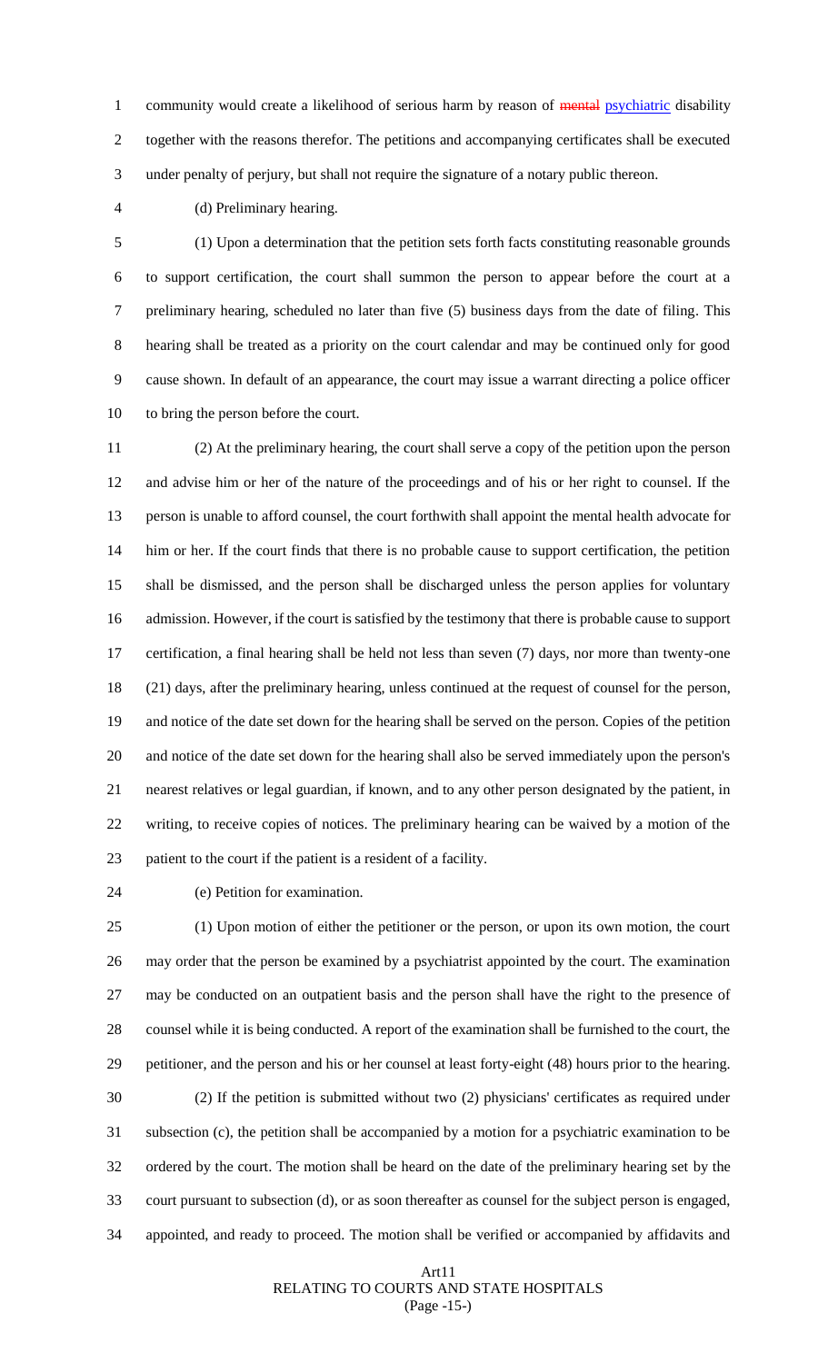community would create a likelihood of serious harm by reason of ~~mental~~ psychiatric disability together with the reasons therefor. The petitions and accompanying certificates shall be executed under penalty of perjury, but shall not require the signature of a notary public thereon.

(d) Preliminary hearing.

(1) Upon a determination that the petition sets forth facts constituting reasonable grounds to support certification, the court shall summon the person to appear before the court at a preliminary hearing, scheduled no later than five (5) business days from the date of filing. This hearing shall be treated as a priority on the court calendar and may be continued only for good cause shown. In default of an appearance, the court may issue a warrant directing a police officer to bring the person before the court.

(2) At the preliminary hearing, the court shall serve a copy of the petition upon the person and advise him or her of the nature of the proceedings and of his or her right to counsel. If the person is unable to afford counsel, the court forthwith shall appoint the mental health advocate for him or her. If the court finds that there is no probable cause to support certification, the petition shall be dismissed, and the person shall be discharged unless the person applies for voluntary admission. However, if the court is satisfied by the testimony that there is probable cause to support certification, a final hearing shall be held not less than seven (7) days, nor more than twenty-one (21) days, after the preliminary hearing, unless continued at the request of counsel for the person, and notice of the date set down for the hearing shall be served on the person. Copies of the petition and notice of the date set down for the hearing shall also be served immediately upon the person's nearest relatives or legal guardian, if known, and to any other person designated by the patient, in writing, to receive copies of notices. The preliminary hearing can be waived by a motion of the patient to the court if the patient is a resident of a facility.

(e) Petition for examination.

(1) Upon motion of either the petitioner or the person, or upon its own motion, the court may order that the person be examined by a psychiatrist appointed by the court. The examination may be conducted on an outpatient basis and the person shall have the right to the presence of counsel while it is being conducted. A report of the examination shall be furnished to the court, the petitioner, and the person and his or her counsel at least forty-eight (48) hours prior to the hearing.

(2) If the petition is submitted without two (2) physicians' certificates as required under subsection (c), the petition shall be accompanied by a motion for a psychiatric examination to be ordered by the court. The motion shall be heard on the date of the preliminary hearing set by the court pursuant to subsection (d), or as soon thereafter as counsel for the subject person is engaged, appointed, and ready to proceed. The motion shall be verified or accompanied by affidavits and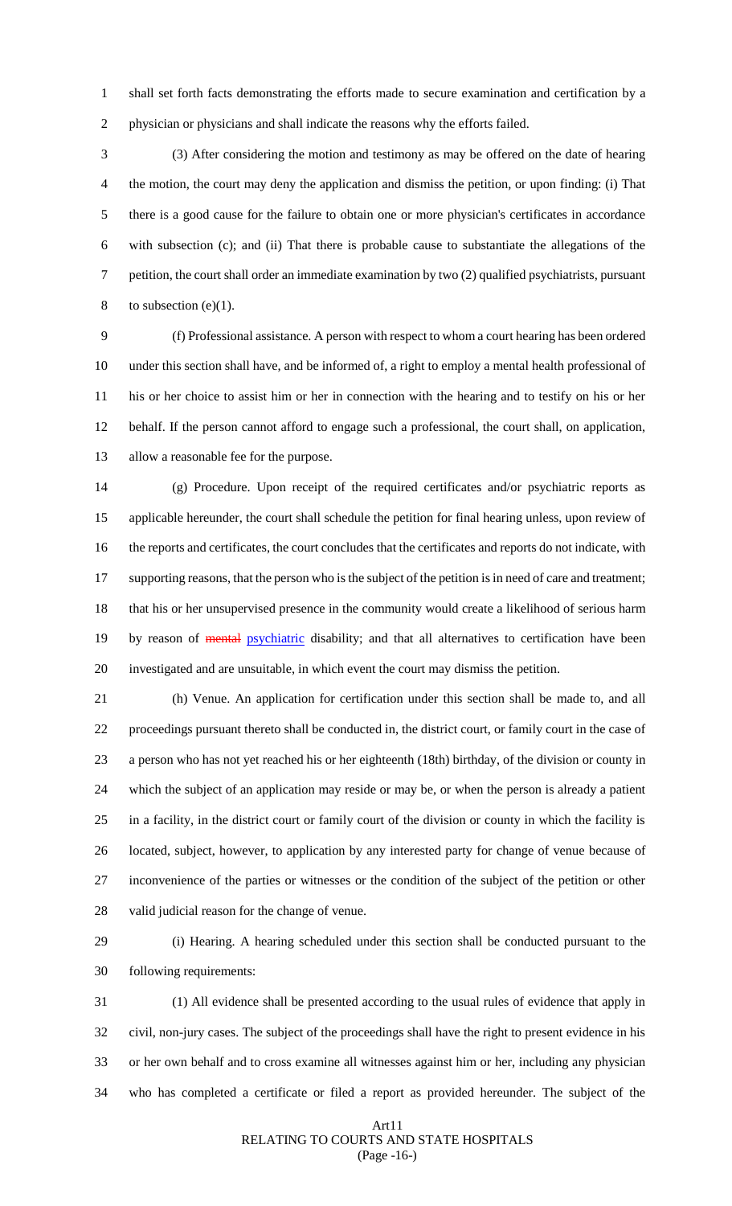shall set forth facts demonstrating the efforts made to secure examination and certification by a physician or physicians and shall indicate the reasons why the efforts failed.

(3) After considering the motion and testimony as may be offered on the date of hearing the motion, the court may deny the application and dismiss the petition, or upon finding: (i) That there is a good cause for the failure to obtain one or more physician's certificates in accordance with subsection (c); and (ii) That there is probable cause to substantiate the allegations of the petition, the court shall order an immediate examination by two (2) qualified psychiatrists, pursuant to subsection (e)(1).

(f) Professional assistance. A person with respect to whom a court hearing has been ordered under this section shall have, and be informed of, a right to employ a mental health professional of his or her choice to assist him or her in connection with the hearing and to testify on his or her behalf. If the person cannot afford to engage such a professional, the court shall, on application, allow a reasonable fee for the purpose.

(g) Procedure. Upon receipt of the required certificates and/or psychiatric reports as applicable hereunder, the court shall schedule the petition for final hearing unless, upon review of the reports and certificates, the court concludes that the certificates and reports do not indicate, with supporting reasons, that the person who is the subject of the petition is in need of care and treatment; that his or her unsupervised presence in the community would create a likelihood of serious harm by reason of ~~mental~~ psychiatric disability; and that all alternatives to certification have been investigated and are unsuitable, in which event the court may dismiss the petition.

(h) Venue. An application for certification under this section shall be made to, and all proceedings pursuant thereto shall be conducted in, the district court, or family court in the case of a person who has not yet reached his or her eighteenth (18th) birthday, of the division or county in which the subject of an application may reside or may be, or when the person is already a patient in a facility, in the district court or family court of the division or county in which the facility is located, subject, however, to application by any interested party for change of venue because of inconvenience of the parties or witnesses or the condition of the subject of the petition or other valid judicial reason for the change of venue.

(i) Hearing. A hearing scheduled under this section shall be conducted pursuant to the following requirements:

(1) All evidence shall be presented according to the usual rules of evidence that apply in civil, non-jury cases. The subject of the proceedings shall have the right to present evidence in his or her own behalf and to cross examine all witnesses against him or her, including any physician who has completed a certificate or filed a report as provided hereunder. The subject of the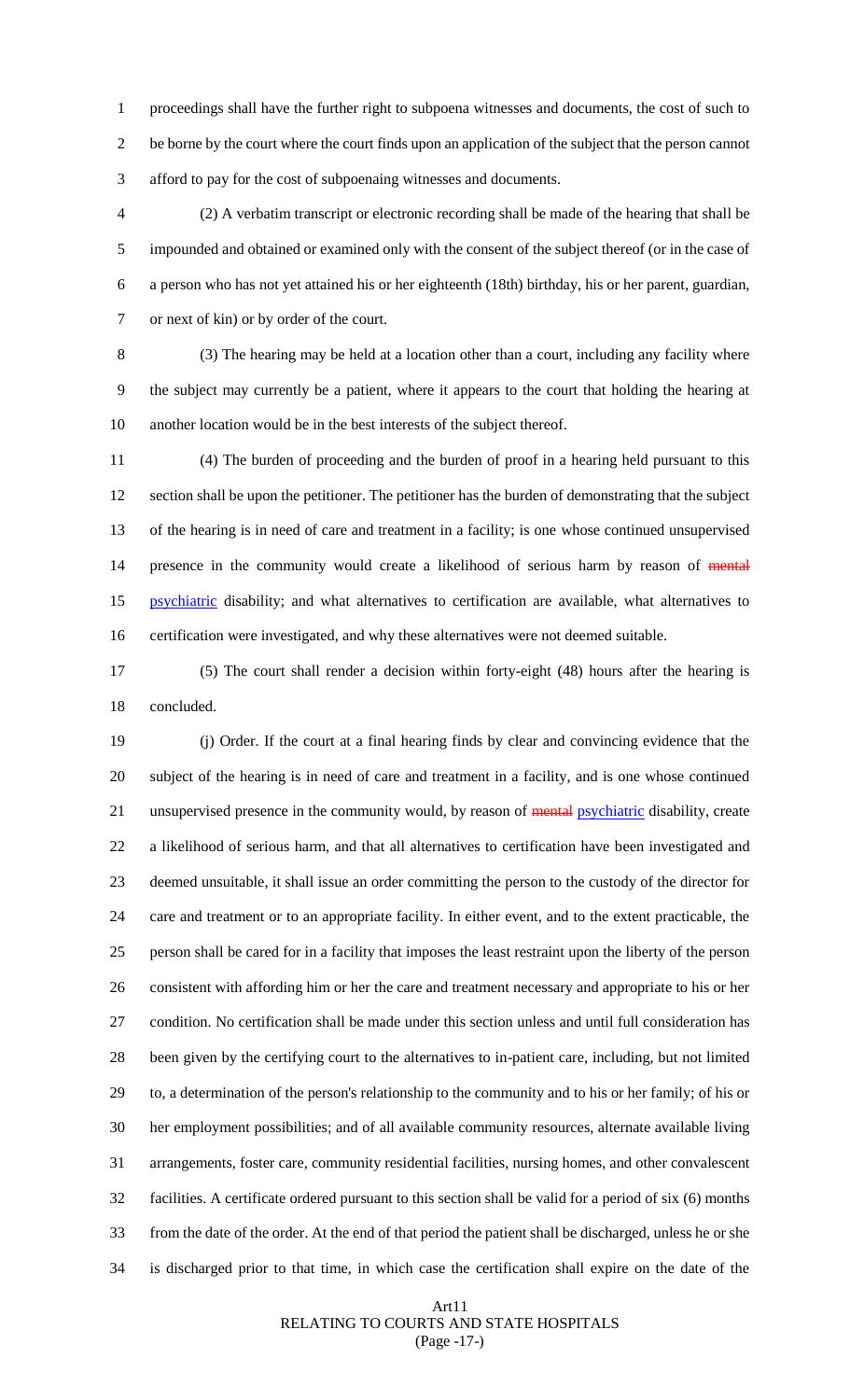proceedings shall have the further right to subpoena witnesses and documents, the cost of such to be borne by the court where the court finds upon an application of the subject that the person cannot afford to pay for the cost of subpoenaing witnesses and documents.

(2) A verbatim transcript or electronic recording shall be made of the hearing that shall be impounded and obtained or examined only with the consent of the subject thereof (or in the case of a person who has not yet attained his or her eighteenth (18th) birthday, his or her parent, guardian, or next of kin) or by order of the court.

(3) The hearing may be held at a location other than a court, including any facility where the subject may currently be a patient, where it appears to the court that holding the hearing at another location would be in the best interests of the subject thereof.

(4) The burden of proceeding and the burden of proof in a hearing held pursuant to this section shall be upon the petitioner. The petitioner has the burden of demonstrating that the subject of the hearing is in need of care and treatment in a facility; is one whose continued unsupervised presence in the community would create a likelihood of serious harm by reason of ~~mental~~ psychiatric disability; and what alternatives to certification are available, what alternatives to certification were investigated, and why these alternatives were not deemed suitable.

(5) The court shall render a decision within forty-eight (48) hours after the hearing is concluded.

(j) Order. If the court at a final hearing finds by clear and convincing evidence that the subject of the hearing is in need of care and treatment in a facility, and is one whose continued unsupervised presence in the community would, by reason of ~~mental~~ psychiatric disability, create a likelihood of serious harm, and that all alternatives to certification have been investigated and deemed unsuitable, it shall issue an order committing the person to the custody of the director for care and treatment or to an appropriate facility. In either event, and to the extent practicable, the person shall be cared for in a facility that imposes the least restraint upon the liberty of the person consistent with affording him or her the care and treatment necessary and appropriate to his or her condition. No certification shall be made under this section unless and until full consideration has been given by the certifying court to the alternatives to in-patient care, including, but not limited to, a determination of the person's relationship to the community and to his or her family; of his or her employment possibilities; and of all available community resources, alternate available living arrangements, foster care, community residential facilities, nursing homes, and other convalescent facilities. A certificate ordered pursuant to this section shall be valid for a period of six (6) months from the date of the order. At the end of that period the patient shall be discharged, unless he or she is discharged prior to that time, in which case the certification shall expire on the date of the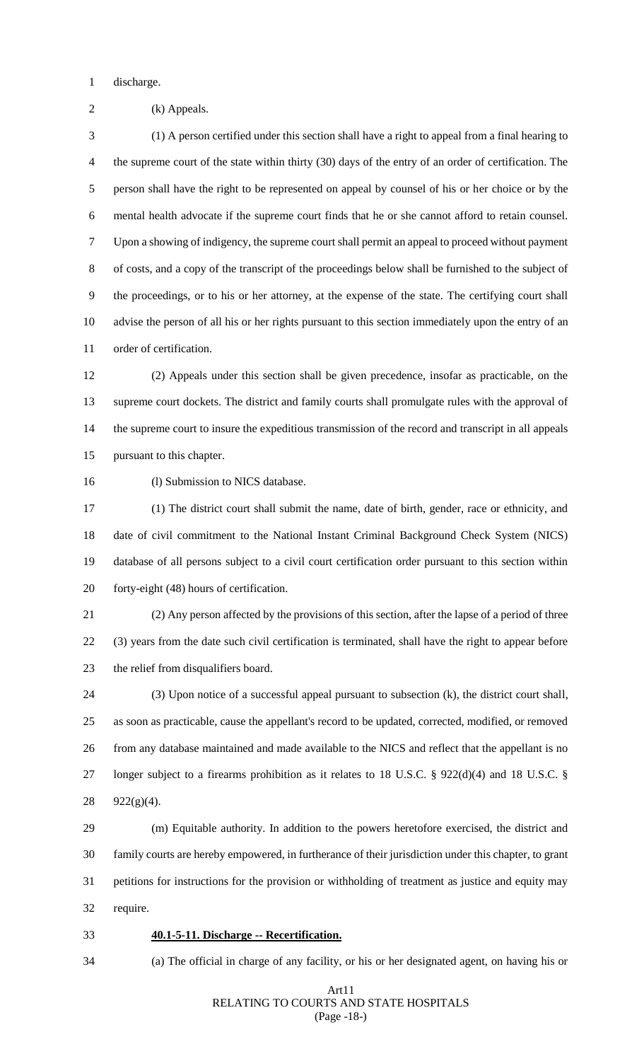discharge.

(k) Appeals.

(1) A person certified under this section shall have a right to appeal from a final hearing to the supreme court of the state within thirty (30) days of the entry of an order of certification. The person shall have the right to be represented on appeal by counsel of his or her choice or by the mental health advocate if the supreme court finds that he or she cannot afford to retain counsel. Upon a showing of indigency, the supreme court shall permit an appeal to proceed without payment of costs, and a copy of the transcript of the proceedings below shall be furnished to the subject of the proceedings, or to his or her attorney, at the expense of the state. The certifying court shall advise the person of all his or her rights pursuant to this section immediately upon the entry of an order of certification.

(2) Appeals under this section shall be given precedence, insofar as practicable, on the supreme court dockets. The district and family courts shall promulgate rules with the approval of the supreme court to insure the expeditious transmission of the record and transcript in all appeals pursuant to this chapter.

(l) Submission to NICS database.

(1) The district court shall submit the name, date of birth, gender, race or ethnicity, and date of civil commitment to the National Instant Criminal Background Check System (NICS) database of all persons subject to a civil court certification order pursuant to this section within forty-eight (48) hours of certification.

(2) Any person affected by the provisions of this section, after the lapse of a period of three (3) years from the date such civil certification is terminated, shall have the right to appear before the relief from disqualifiers board.

(3) Upon notice of a successful appeal pursuant to subsection (k), the district court shall, as soon as practicable, cause the appellant's record to be updated, corrected, modified, or removed from any database maintained and made available to the NICS and reflect that the appellant is no longer subject to a firearms prohibition as it relates to 18 U.S.C. § 922(d)(4) and 18 U.S.C. § 922(g)(4).

(m) Equitable authority. In addition to the powers heretofore exercised, the district and family courts are hereby empowered, in furtherance of their jurisdiction under this chapter, to grant petitions for instructions for the provision or withholding of treatment as justice and equity may require.

**40.1-5-11. Discharge -- Recertification.**

(a) The official in charge of any facility, or his or her designated agent, on having his or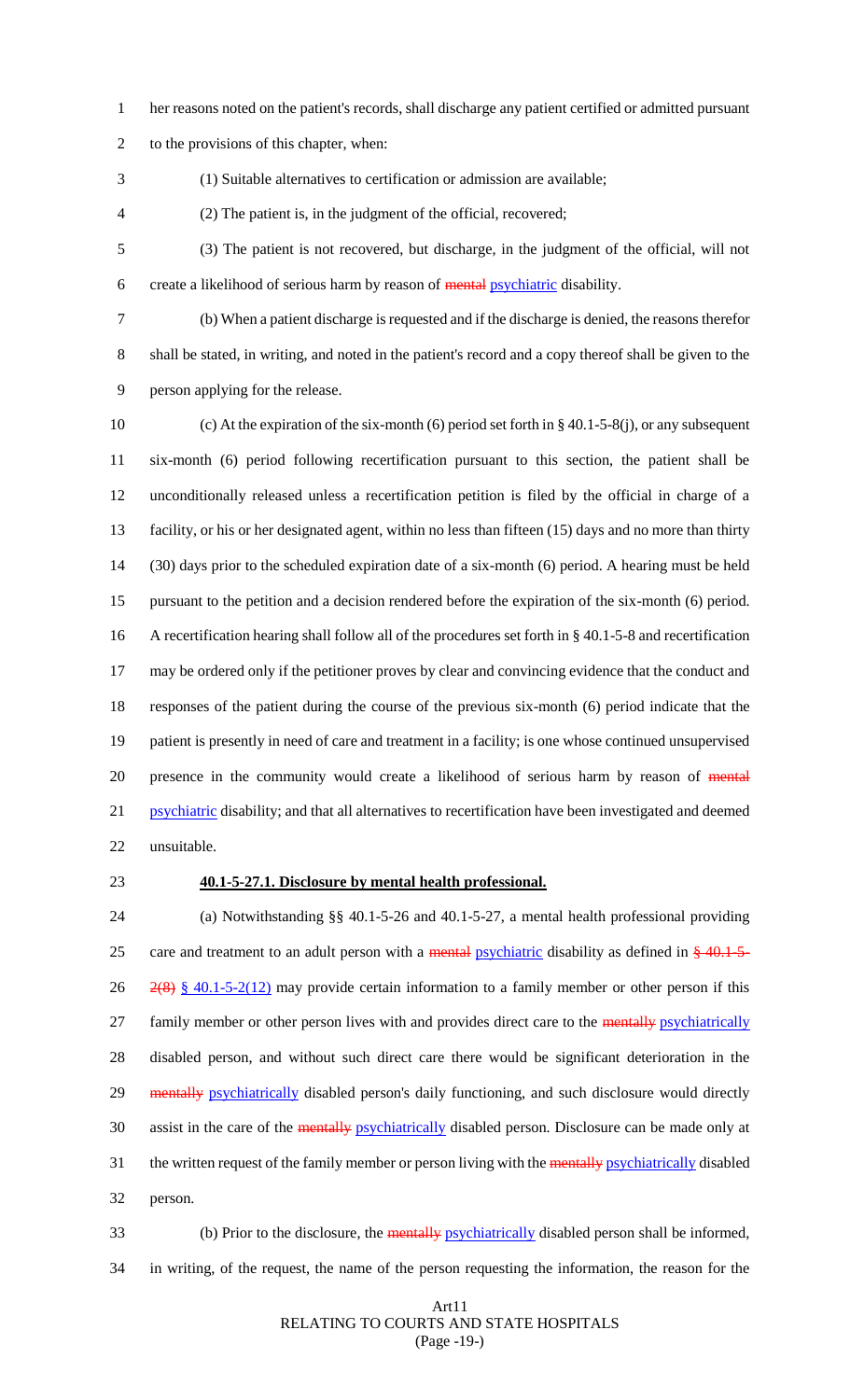her reasons noted on the patient's records, shall discharge any patient certified or admitted pursuant to the provisions of this chapter, when:

(1) Suitable alternatives to certification or admission are available;

(2) The patient is, in the judgment of the official, recovered;

(3) The patient is not recovered, but discharge, in the judgment of the official, will not create a likelihood of serious harm by reason of ~~mental~~ psychiatric disability.

(b) When a patient discharge is requested and if the discharge is denied, the reasons therefor shall be stated, in writing, and noted in the patient's record and a copy thereof shall be given to the person applying for the release.

(c) At the expiration of the six-month (6) period set forth in § 40.1-5-8(j), or any subsequent six-month (6) period following recertification pursuant to this section, the patient shall be unconditionally released unless a recertification petition is filed by the official in charge of a facility, or his or her designated agent, within no less than fifteen (15) days and no more than thirty (30) days prior to the scheduled expiration date of a six-month (6) period. A hearing must be held pursuant to the petition and a decision rendered before the expiration of the six-month (6) period. A recertification hearing shall follow all of the procedures set forth in § 40.1-5-8 and recertification may be ordered only if the petitioner proves by clear and convincing evidence that the conduct and responses of the patient during the course of the previous six-month (6) period indicate that the patient is presently in need of care and treatment in a facility; is one whose continued unsupervised presence in the community would create a likelihood of serious harm by reason of ~~mental~~ psychiatric disability; and that all alternatives to recertification have been investigated and deemed unsuitable.

**40.1-5-27.1. Disclosure by mental health professional.**

(a) Notwithstanding §§ 40.1-5-26 and 40.1-5-27, a mental health professional providing care and treatment to an adult person with a ~~mental~~ psychiatric disability as defined in ~~§ 40.1-5-2(8)~~ § 40.1-5-2(12) may provide certain information to a family member or other person if this family member or other person lives with and provides direct care to the ~~mentally~~ psychiatrically disabled person, and without such direct care there would be significant deterioration in the ~~mentally~~ psychiatrically disabled person's daily functioning, and such disclosure would directly assist in the care of the ~~mentally~~ psychiatrically disabled person. Disclosure can be made only at the written request of the family member or person living with the ~~mentally~~ psychiatrically disabled person.

(b) Prior to the disclosure, the ~~mentally~~ psychiatrically disabled person shall be informed, in writing, of the request, the name of the person requesting the information, the reason for the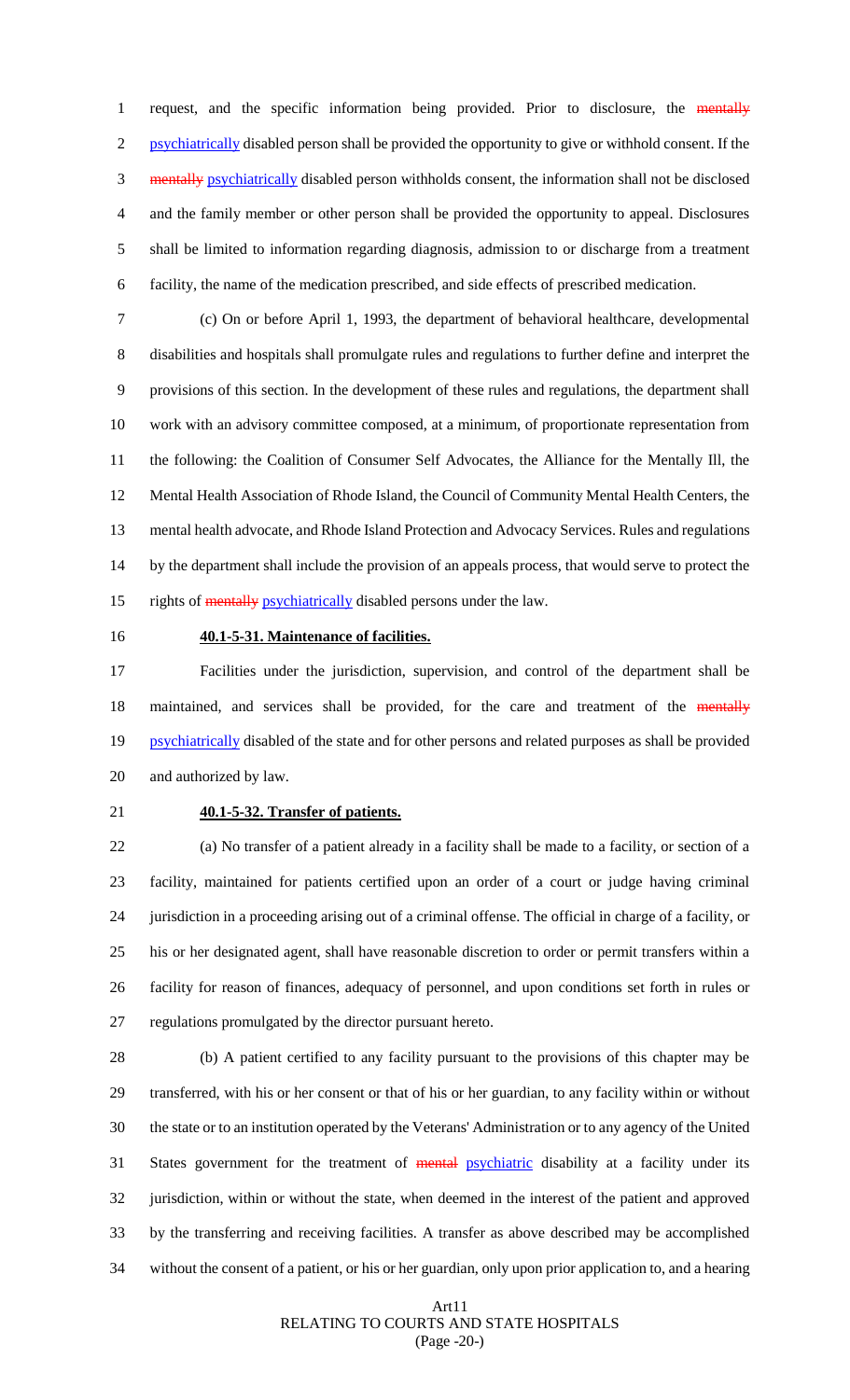request, and the specific information being provided. Prior to disclosure, the ~~mentally~~ psychiatrically disabled person shall be provided the opportunity to give or withhold consent. If the ~~mentally~~ psychiatrically disabled person withholds consent, the information shall not be disclosed and the family member or other person shall be provided the opportunity to appeal. Disclosures shall be limited to information regarding diagnosis, admission to or discharge from a treatment facility, the name of the medication prescribed, and side effects of prescribed medication.

(c) On or before April 1, 1993, the department of behavioral healthcare, developmental disabilities and hospitals shall promulgate rules and regulations to further define and interpret the provisions of this section. In the development of these rules and regulations, the department shall work with an advisory committee composed, at a minimum, of proportionate representation from the following: the Coalition of Consumer Self Advocates, the Alliance for the Mentally Ill, the Mental Health Association of Rhode Island, the Council of Community Mental Health Centers, the mental health advocate, and Rhode Island Protection and Advocacy Services. Rules and regulations by the department shall include the provision of an appeals process, that would serve to protect the rights of ~~mentally~~ psychiatrically disabled persons under the law.

**40.1-5-31. Maintenance of facilities.**

Facilities under the jurisdiction, supervision, and control of the department shall be maintained, and services shall be provided, for the care and treatment of the ~~mentally~~ psychiatrically disabled of the state and for other persons and related purposes as shall be provided and authorized by law.

**40.1-5-32. Transfer of patients.**

(a) No transfer of a patient already in a facility shall be made to a facility, or section of a facility, maintained for patients certified upon an order of a court or judge having criminal jurisdiction in a proceeding arising out of a criminal offense. The official in charge of a facility, or his or her designated agent, shall have reasonable discretion to order or permit transfers within a facility for reason of finances, adequacy of personnel, and upon conditions set forth in rules or regulations promulgated by the director pursuant hereto.

(b) A patient certified to any facility pursuant to the provisions of this chapter may be transferred, with his or her consent or that of his or her guardian, to any facility within or without the state or to an institution operated by the Veterans' Administration or to any agency of the United States government for the treatment of ~~mental~~ psychiatric disability at a facility under its jurisdiction, within or without the state, when deemed in the interest of the patient and approved by the transferring and receiving facilities. A transfer as above described may be accomplished without the consent of a patient, or his or her guardian, only upon prior application to, and a hearing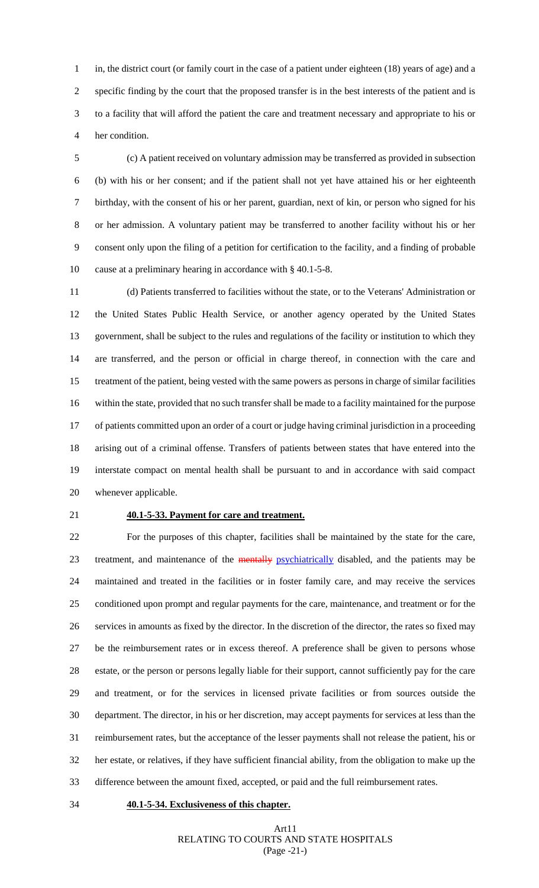in, the district court (or family court in the case of a patient under eighteen (18) years of age) and a specific finding by the court that the proposed transfer is in the best interests of the patient and is to a facility that will afford the patient the care and treatment necessary and appropriate to his or her condition.

(c) A patient received on voluntary admission may be transferred as provided in subsection (b) with his or her consent; and if the patient shall not yet have attained his or her eighteenth birthday, with the consent of his or her parent, guardian, next of kin, or person who signed for his or her admission. A voluntary patient may be transferred to another facility without his or her consent only upon the filing of a petition for certification to the facility, and a finding of probable cause at a preliminary hearing in accordance with § 40.1-5-8.

(d) Patients transferred to facilities without the state, or to the Veterans' Administration or the United States Public Health Service, or another agency operated by the United States government, shall be subject to the rules and regulations of the facility or institution to which they are transferred, and the person or official in charge thereof, in connection with the care and treatment of the patient, being vested with the same powers as persons in charge of similar facilities within the state, provided that no such transfer shall be made to a facility maintained for the purpose of patients committed upon an order of a court or judge having criminal jurisdiction in a proceeding arising out of a criminal offense. Transfers of patients between states that have entered into the interstate compact on mental health shall be pursuant to and in accordance with said compact whenever applicable.

**40.1-5-33. Payment for care and treatment.**

For the purposes of this chapter, facilities shall be maintained by the state for the care, treatment, and maintenance of the ~~mentally~~ psychiatrically disabled, and the patients may be maintained and treated in the facilities or in foster family care, and may receive the services conditioned upon prompt and regular payments for the care, maintenance, and treatment or for the services in amounts as fixed by the director. In the discretion of the director, the rates so fixed may be the reimbursement rates or in excess thereof. A preference shall be given to persons whose estate, or the person or persons legally liable for their support, cannot sufficiently pay for the care and treatment, or for the services in licensed private facilities or from sources outside the department. The director, in his or her discretion, may accept payments for services at less than the reimbursement rates, but the acceptance of the lesser payments shall not release the patient, his or her estate, or relatives, if they have sufficient financial ability, from the obligation to make up the difference between the amount fixed, accepted, or paid and the full reimbursement rates.

**40.1-5-34. Exclusiveness of this chapter.**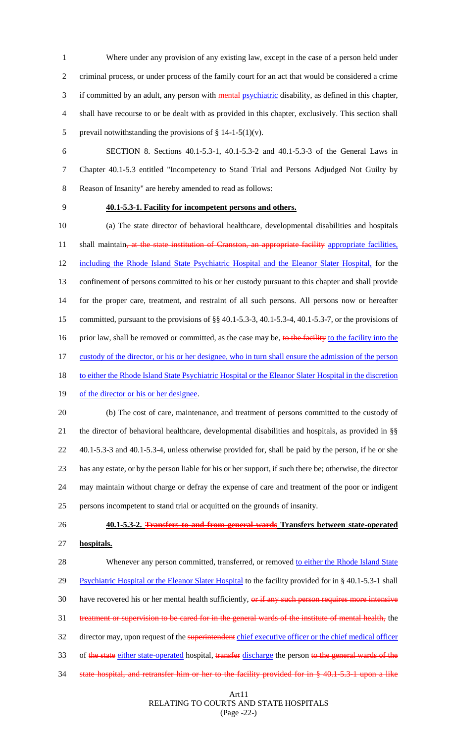Where under any provision of any existing law, except in the case of a person held under criminal process, or under process of the family court for an act that would be considered a crime if committed by an adult, any person with ~~mental~~ psychiatric disability, as defined in this chapter, shall have recourse to or be dealt with as provided in this chapter, exclusively. This section shall prevail notwithstanding the provisions of § 14-1-5(1)(v).

SECTION 8. Sections 40.1-5.3-1, 40.1-5.3-2 and 40.1-5.3-3 of the General Laws in Chapter 40.1-5.3 entitled "Incompetency to Stand Trial and Persons Adjudged Not Guilty by Reason of Insanity" are hereby amended to read as follows:

**40.1-5.3-1. Facility for incompetent persons and others.**

(a) The state director of behavioral healthcare, developmental disabilities and hospitals shall maintain~~, at the state institution of Cranston, an appropriate facility~~ appropriate facilities, including the Rhode Island State Psychiatric Hospital and the Eleanor Slater Hospital, for the confinement of persons committed to his or her custody pursuant to this chapter and shall provide for the proper care, treatment, and restraint of all such persons. All persons now or hereafter committed, pursuant to the provisions of §§ 40.1-5.3-3, 40.1-5.3-4, 40.1-5.3-7, or the provisions of prior law, shall be removed or committed, as the case may be, ~~to the facility~~ to the facility into the custody of the director, or his or her designee, who in turn shall ensure the admission of the person to either the Rhode Island State Psychiatric Hospital or the Eleanor Slater Hospital in the discretion of the director or his or her designee.

(b) The cost of care, maintenance, and treatment of persons committed to the custody of the director of behavioral healthcare, developmental disabilities and hospitals, as provided in §§ 40.1-5.3-3 and 40.1-5.3-4, unless otherwise provided for, shall be paid by the person, if he or she has any estate, or by the person liable for his or her support, if such there be; otherwise, the director may maintain without charge or defray the expense of care and treatment of the poor or indigent persons incompetent to stand trial or acquitted on the grounds of insanity.

**40.1-5.3-2. ~~Transfers to and from general wards~~ Transfers between state-operated hospitals.**

Whenever any person committed, transferred, or removed to either the Rhode Island State Psychiatric Hospital or the Eleanor Slater Hospital to the facility provided for in § 40.1-5.3-1 shall have recovered his or her mental health sufficiently, ~~or if any such person requires more intensive treatment or supervision to be cared for in the general wards of the institute of mental health,~~ the director may, upon request of the ~~superintendent~~ chief executive officer or the chief medical officer of ~~the state~~ either state-operated hospital, ~~transfer~~ discharge the person ~~to the general wards of the state hospital, and retransfer him or her to the facility provided for in § 40.1-5.3-1 upon a like~~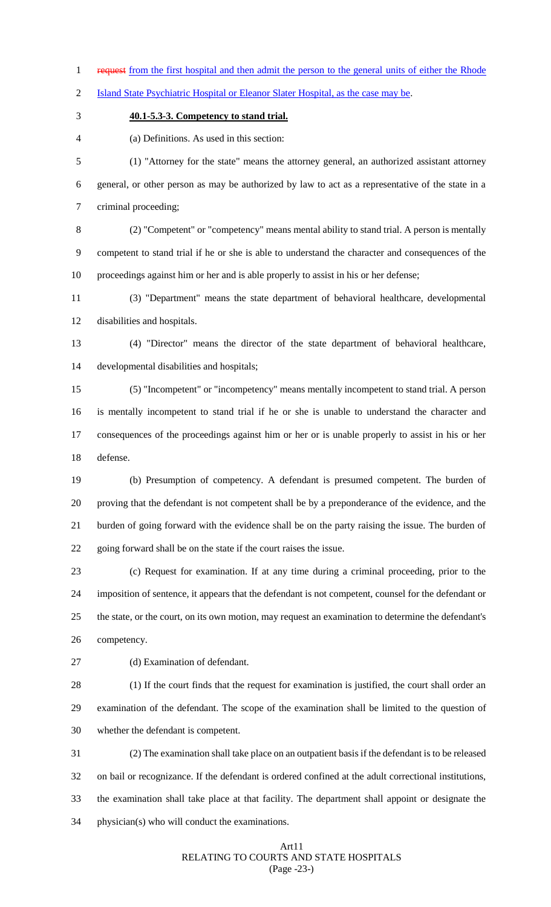~~request~~ from the first hospital and then admit the person to the general units of either the Rhode Island State Psychiatric Hospital or Eleanor Slater Hospital, as the case may be.

**40.1-5.3-3. Competency to stand trial.**

(a) Definitions. As used in this section:

(1) "Attorney for the state" means the attorney general, an authorized assistant attorney general, or other person as may be authorized by law to act as a representative of the state in a criminal proceeding;

(2) "Competent" or "competency" means mental ability to stand trial. A person is mentally competent to stand trial if he or she is able to understand the character and consequences of the proceedings against him or her and is able properly to assist in his or her defense;

(3) "Department" means the state department of behavioral healthcare, developmental disabilities and hospitals.

(4) "Director" means the director of the state department of behavioral healthcare, developmental disabilities and hospitals;

(5) "Incompetent" or "incompetency" means mentally incompetent to stand trial. A person is mentally incompetent to stand trial if he or she is unable to understand the character and consequences of the proceedings against him or her or is unable properly to assist in his or her defense.

(b) Presumption of competency. A defendant is presumed competent. The burden of proving that the defendant is not competent shall be by a preponderance of the evidence, and the burden of going forward with the evidence shall be on the party raising the issue. The burden of going forward shall be on the state if the court raises the issue.

(c) Request for examination. If at any time during a criminal proceeding, prior to the imposition of sentence, it appears that the defendant is not competent, counsel for the defendant or the state, or the court, on its own motion, may request an examination to determine the defendant's competency.

(d) Examination of defendant.

(1) If the court finds that the request for examination is justified, the court shall order an examination of the defendant. The scope of the examination shall be limited to the question of whether the defendant is competent.

(2) The examination shall take place on an outpatient basis if the defendant is to be released on bail or recognizance. If the defendant is ordered confined at the adult correctional institutions, the examination shall take place at that facility. The department shall appoint or designate the physician(s) who will conduct the examinations.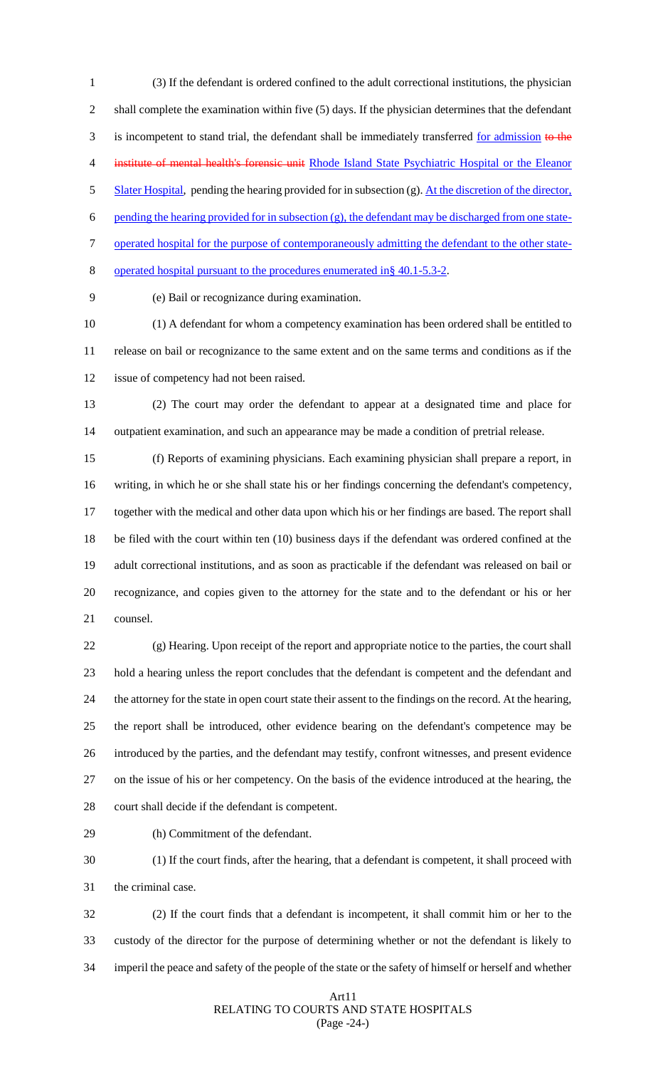(3) If the defendant is ordered confined to the adult correctional institutions, the physician shall complete the examination within five (5) days. If the physician determines that the defendant is incompetent to stand trial, the defendant shall be immediately transferred for admission ~~to the institute of mental health's forensic unit~~ Rhode Island State Psychiatric Hospital or the Eleanor Slater Hospital, pending the hearing provided for in subsection (g). At the discretion of the director, pending the hearing provided for in subsection (g), the defendant may be discharged from one state-operated hospital for the purpose of contemporaneously admitting the defendant to the other state-operated hospital pursuant to the procedures enumerated in§ 40.1-5.3-2.

(e) Bail or recognizance during examination.

(1) A defendant for whom a competency examination has been ordered shall be entitled to release on bail or recognizance to the same extent and on the same terms and conditions as if the issue of competency had not been raised.

(2) The court may order the defendant to appear at a designated time and place for outpatient examination, and such an appearance may be made a condition of pretrial release.

(f) Reports of examining physicians. Each examining physician shall prepare a report, in writing, in which he or she shall state his or her findings concerning the defendant's competency, together with the medical and other data upon which his or her findings are based. The report shall be filed with the court within ten (10) business days if the defendant was ordered confined at the adult correctional institutions, and as soon as practicable if the defendant was released on bail or recognizance, and copies given to the attorney for the state and to the defendant or his or her counsel.

(g) Hearing. Upon receipt of the report and appropriate notice to the parties, the court shall hold a hearing unless the report concludes that the defendant is competent and the defendant and the attorney for the state in open court state their assent to the findings on the record. At the hearing, the report shall be introduced, other evidence bearing on the defendant's competence may be introduced by the parties, and the defendant may testify, confront witnesses, and present evidence on the issue of his or her competency. On the basis of the evidence introduced at the hearing, the court shall decide if the defendant is competent.

(h) Commitment of the defendant.

(1) If the court finds, after the hearing, that a defendant is competent, it shall proceed with the criminal case.

(2) If the court finds that a defendant is incompetent, it shall commit him or her to the custody of the director for the purpose of determining whether or not the defendant is likely to imperil the peace and safety of the people of the state or the safety of himself or herself and whether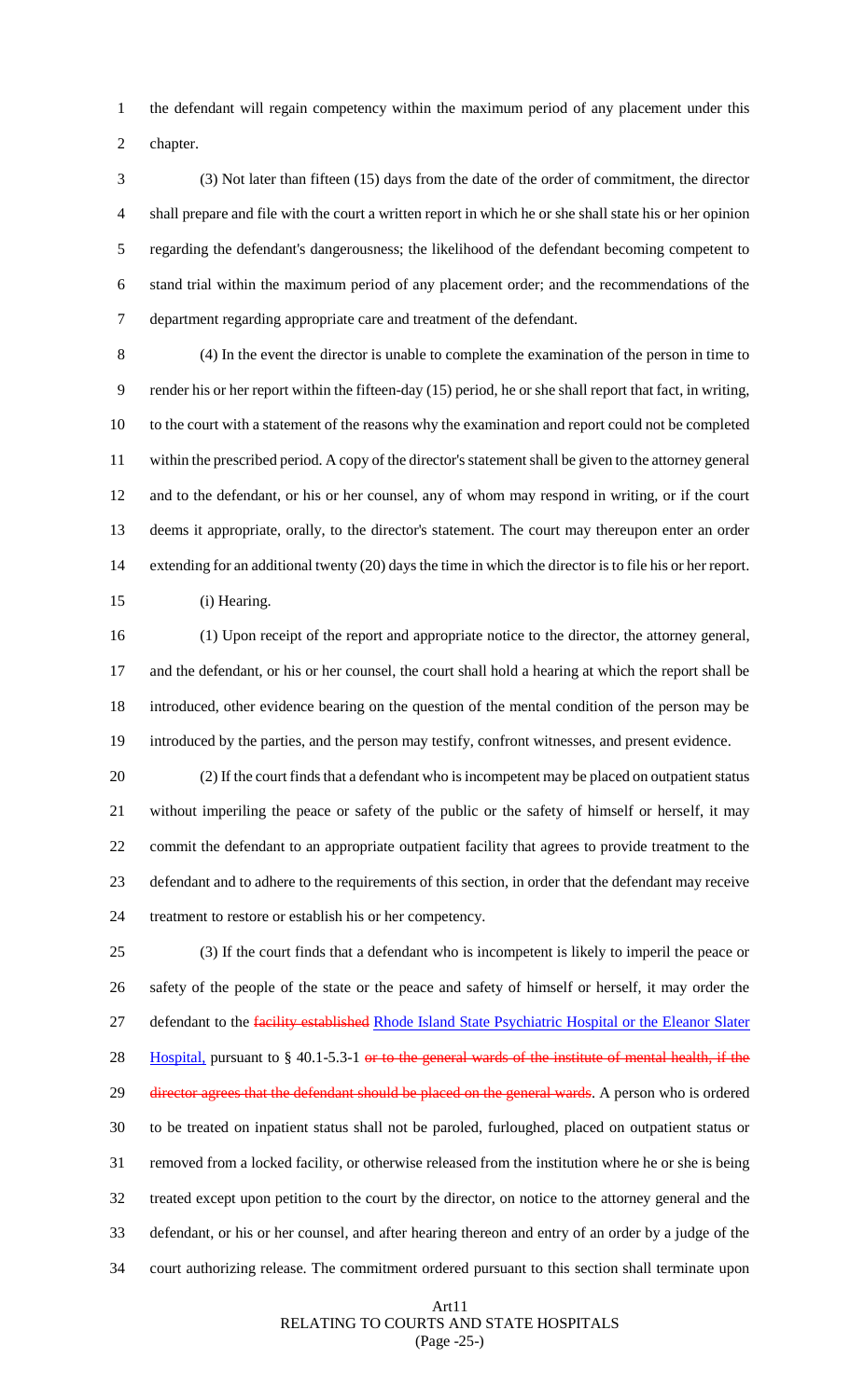the defendant will regain competency within the maximum period of any placement under this chapter.

(3) Not later than fifteen (15) days from the date of the order of commitment, the director shall prepare and file with the court a written report in which he or she shall state his or her opinion regarding the defendant's dangerousness; the likelihood of the defendant becoming competent to stand trial within the maximum period of any placement order; and the recommendations of the department regarding appropriate care and treatment of the defendant.

(4) In the event the director is unable to complete the examination of the person in time to render his or her report within the fifteen-day (15) period, he or she shall report that fact, in writing, to the court with a statement of the reasons why the examination and report could not be completed within the prescribed period. A copy of the director's statement shall be given to the attorney general and to the defendant, or his or her counsel, any of whom may respond in writing, or if the court deems it appropriate, orally, to the director's statement. The court may thereupon enter an order extending for an additional twenty (20) days the time in which the director is to file his or her report.

(i) Hearing.

(1) Upon receipt of the report and appropriate notice to the director, the attorney general, and the defendant, or his or her counsel, the court shall hold a hearing at which the report shall be introduced, other evidence bearing on the question of the mental condition of the person may be introduced by the parties, and the person may testify, confront witnesses, and present evidence.

(2) If the court finds that a defendant who is incompetent may be placed on outpatient status without imperiling the peace or safety of the public or the safety of himself or herself, it may commit the defendant to an appropriate outpatient facility that agrees to provide treatment to the defendant and to adhere to the requirements of this section, in order that the defendant may receive treatment to restore or establish his or her competency.

(3) If the court finds that a defendant who is incompetent is likely to imperil the peace or safety of the people of the state or the peace and safety of himself or herself, it may order the defendant to the ~~facility established~~ <u>Rhode Island State Psychiatric Hospital or the Eleanor Slater Hospital,</u> pursuant to § 40.1-5.3-1 ~~or to the general wards of the institute of mental health, if the director agrees that the defendant should be placed on the general wards~~. A person who is ordered to be treated on inpatient status shall not be paroled, furloughed, placed on outpatient status or removed from a locked facility, or otherwise released from the institution where he or she is being treated except upon petition to the court by the director, on notice to the attorney general and the defendant, or his or her counsel, and after hearing thereon and entry of an order by a judge of the court authorizing release. The commitment ordered pursuant to this section shall terminate upon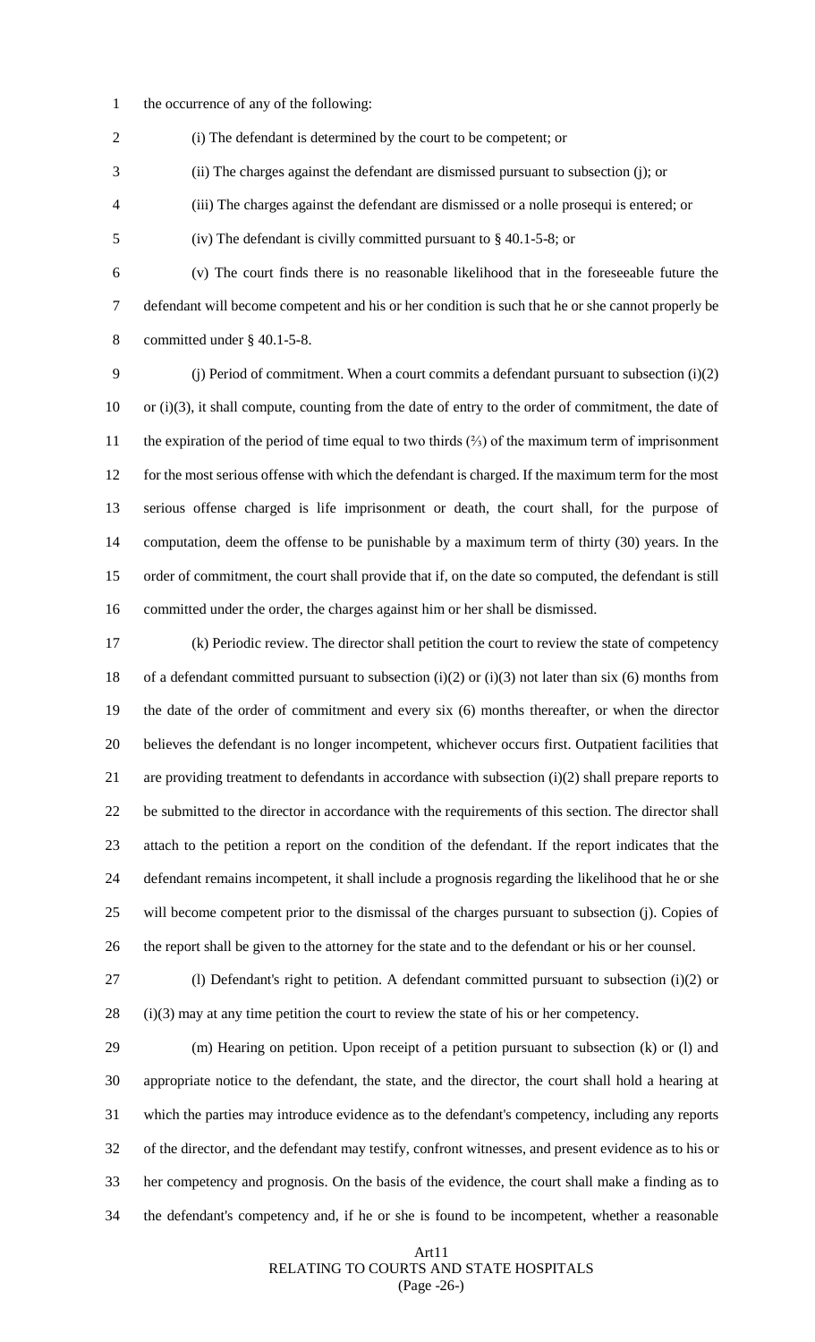the occurrence of any of the following:

(i) The defendant is determined by the court to be competent; or

(ii) The charges against the defendant are dismissed pursuant to subsection (j); or

(iii) The charges against the defendant are dismissed or a nolle prosequi is entered; or

(iv) The defendant is civilly committed pursuant to § 40.1-5-8; or

(v) The court finds there is no reasonable likelihood that in the foreseeable future the defendant will become competent and his or her condition is such that he or she cannot properly be committed under § 40.1-5-8.

(j) Period of commitment. When a court commits a defendant pursuant to subsection (i)(2) or (i)(3), it shall compute, counting from the date of entry to the order of commitment, the date of the expiration of the period of time equal to two thirds (⅔) of the maximum term of imprisonment for the most serious offense with which the defendant is charged. If the maximum term for the most serious offense charged is life imprisonment or death, the court shall, for the purpose of computation, deem the offense to be punishable by a maximum term of thirty (30) years. In the order of commitment, the court shall provide that if, on the date so computed, the defendant is still committed under the order, the charges against him or her shall be dismissed.

(k) Periodic review. The director shall petition the court to review the state of competency of a defendant committed pursuant to subsection (i)(2) or (i)(3) not later than six (6) months from the date of the order of commitment and every six (6) months thereafter, or when the director believes the defendant is no longer incompetent, whichever occurs first. Outpatient facilities that are providing treatment to defendants in accordance with subsection (i)(2) shall prepare reports to be submitted to the director in accordance with the requirements of this section. The director shall attach to the petition a report on the condition of the defendant. If the report indicates that the defendant remains incompetent, it shall include a prognosis regarding the likelihood that he or she will become competent prior to the dismissal of the charges pursuant to subsection (j). Copies of the report shall be given to the attorney for the state and to the defendant or his or her counsel.

(l) Defendant's right to petition. A defendant committed pursuant to subsection (i)(2) or (i)(3) may at any time petition the court to review the state of his or her competency.

(m) Hearing on petition. Upon receipt of a petition pursuant to subsection (k) or (l) and appropriate notice to the defendant, the state, and the director, the court shall hold a hearing at which the parties may introduce evidence as to the defendant's competency, including any reports of the director, and the defendant may testify, confront witnesses, and present evidence as to his or her competency and prognosis. On the basis of the evidence, the court shall make a finding as to the defendant's competency and, if he or she is found to be incompetent, whether a reasonable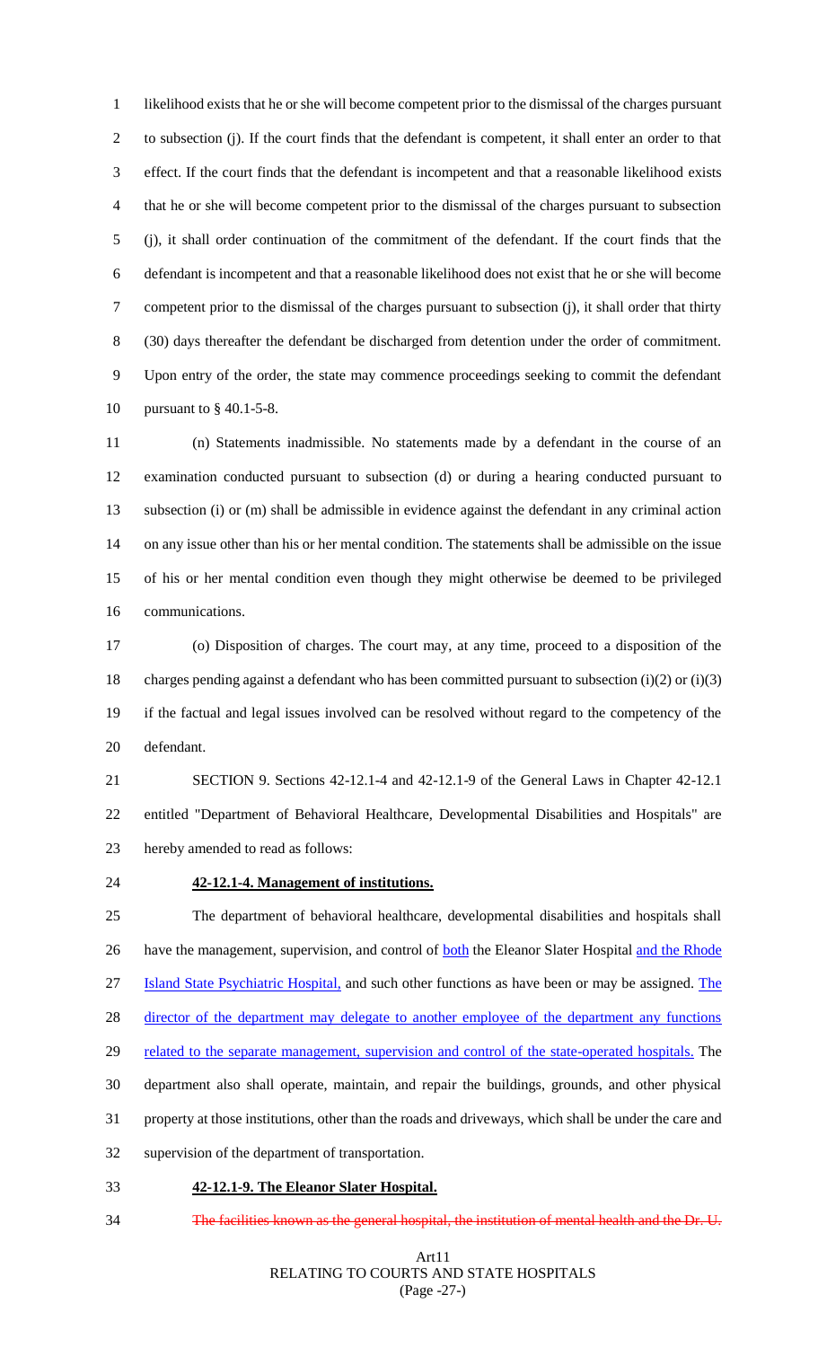likelihood exists that he or she will become competent prior to the dismissal of the charges pursuant to subsection (j). If the court finds that the defendant is competent, it shall enter an order to that effect. If the court finds that the defendant is incompetent and that a reasonable likelihood exists that he or she will become competent prior to the dismissal of the charges pursuant to subsection (j), it shall order continuation of the commitment of the defendant. If the court finds that the defendant is incompetent and that a reasonable likelihood does not exist that he or she will become competent prior to the dismissal of the charges pursuant to subsection (j), it shall order that thirty (30) days thereafter the defendant be discharged from detention under the order of commitment. Upon entry of the order, the state may commence proceedings seeking to commit the defendant pursuant to § 40.1-5-8.

(n) Statements inadmissible. No statements made by a defendant in the course of an examination conducted pursuant to subsection (d) or during a hearing conducted pursuant to subsection (i) or (m) shall be admissible in evidence against the defendant in any criminal action on any issue other than his or her mental condition. The statements shall be admissible on the issue of his or her mental condition even though they might otherwise be deemed to be privileged communications.

(o) Disposition of charges. The court may, at any time, proceed to a disposition of the charges pending against a defendant who has been committed pursuant to subsection (i)(2) or (i)(3) if the factual and legal issues involved can be resolved without regard to the competency of the defendant.

SECTION 9. Sections 42-12.1-4 and 42-12.1-9 of the General Laws in Chapter 42-12.1 entitled "Department of Behavioral Healthcare, Developmental Disabilities and Hospitals" are hereby amended to read as follows:

**42-12.1-4. Management of institutions.**

The department of behavioral healthcare, developmental disabilities and hospitals shall have the management, supervision, and control of both the Eleanor Slater Hospital and the Rhode Island State Psychiatric Hospital, and such other functions as have been or may be assigned. The director of the department may delegate to another employee of the department any functions related to the separate management, supervision and control of the state-operated hospitals. The department also shall operate, maintain, and repair the buildings, grounds, and other physical property at those institutions, other than the roads and driveways, which shall be under the care and supervision of the department of transportation.

**42-12.1-9. The Eleanor Slater Hospital.**

~~The facilities known as the general hospital, the institution of mental health and the Dr. U.~~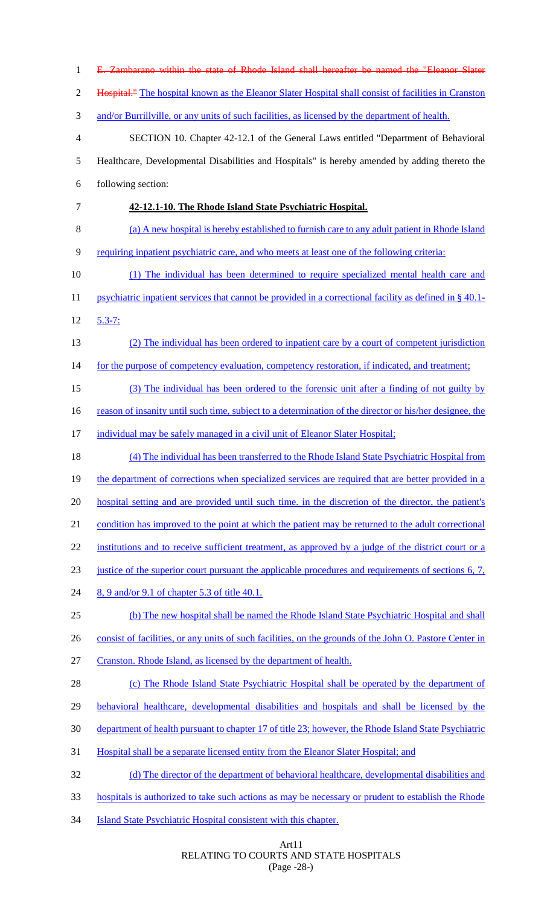E. Zambarano within the state of Rhode Island shall hereafter be named the "Eleanor Slater Hospital." The hospital known as the Eleanor Slater Hospital shall consist of facilities in Cranston and/or Burrillville, or any units of such facilities, as licensed by the department of health.

SECTION 10. Chapter 42-12.1 of the General Laws entitled "Department of Behavioral Healthcare, Developmental Disabilities and Hospitals" is hereby amended by adding thereto the following section:

**42-12.1-10. The Rhode Island State Psychiatric Hospital.**

(a) A new hospital is hereby established to furnish care to any adult patient in Rhode Island requiring inpatient psychiatric care, and who meets at least one of the following criteria:

(1) The individual has been determined to require specialized mental health care and psychiatric inpatient services that cannot be provided in a correctional facility as defined in § 40.1-5.3-7;

(2) The individual has been ordered to inpatient care by a court of competent jurisdiction for the purpose of competency evaluation, competency restoration, if indicated, and treatment;

(3) The individual has been ordered to the forensic unit after a finding of not guilty by reason of insanity until such time, subject to a determination of the director or his/her designee, the individual may be safely managed in a civil unit of Eleanor Slater Hospital;

(4) The individual has been transferred to the Rhode Island State Psychiatric Hospital from the department of corrections when specialized services are required that are better provided in a hospital setting and are provided until such time. in the discretion of the director, the patient's condition has improved to the point at which the patient may be returned to the adult correctional institutions and to receive sufficient treatment, as approved by a judge of the district court or a justice of the superior court pursuant the applicable procedures and requirements of sections 6, 7, 8, 9 and/or 9.1 of chapter 5.3 of title 40.1.

(b) The new hospital shall be named the Rhode Island State Psychiatric Hospital and shall consist of facilities, or any units of such facilities, on the grounds of the John O. Pastore Center in Cranston. Rhode Island, as licensed by the department of health.

(c) The Rhode Island State Psychiatric Hospital shall be operated by the department of behavioral healthcare, developmental disabilities and hospitals and shall be licensed by the department of health pursuant to chapter 17 of title 23; however, the Rhode Island State Psychiatric Hospital shall be a separate licensed entity from the Eleanor Slater Hospital; and

(d) The director of the department of behavioral healthcare, developmental disabilities and hospitals is authorized to take such actions as may be necessary or prudent to establish the Rhode Island State Psychiatric Hospital consistent with this chapter.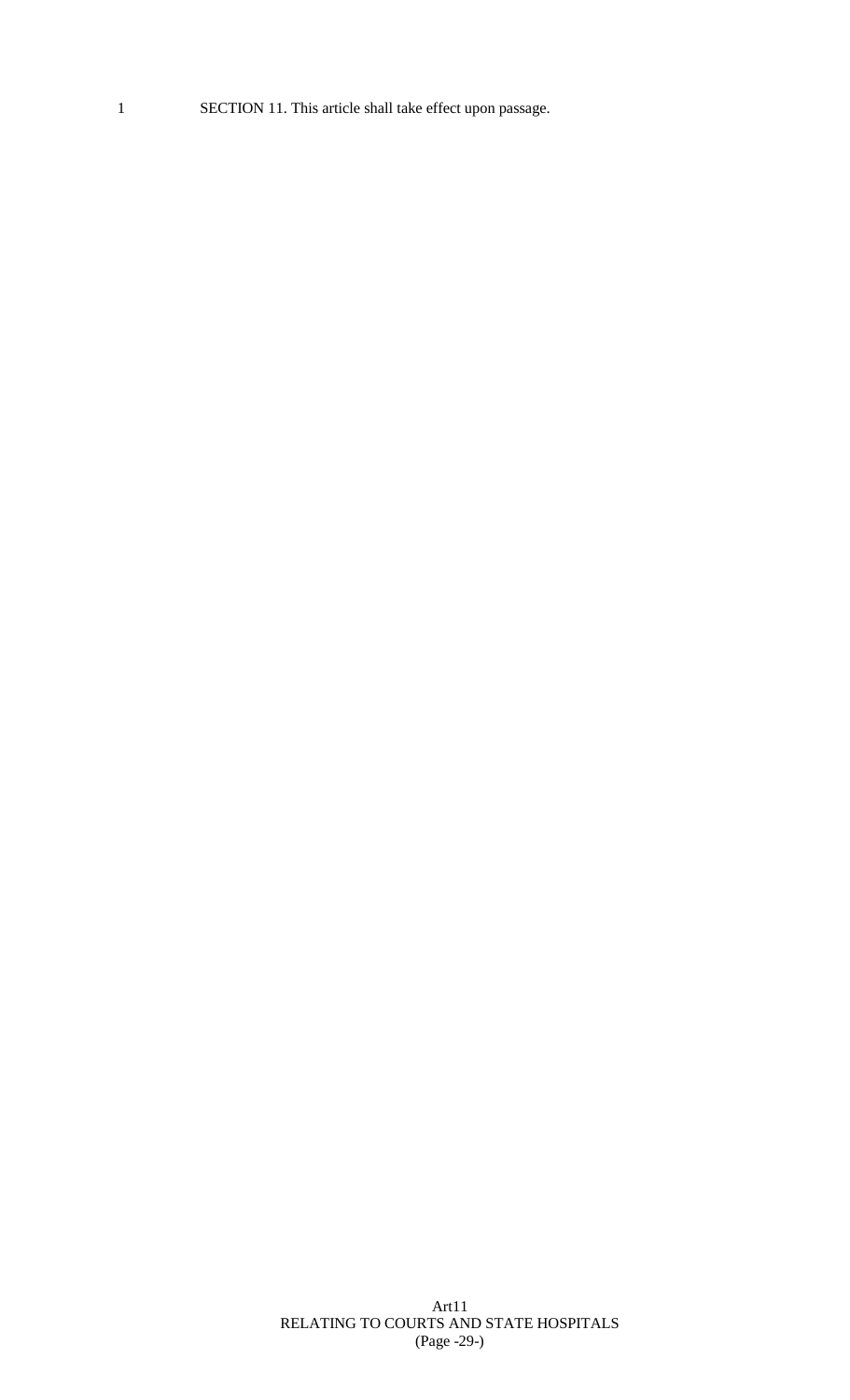SECTION 11. This article shall take effect upon passage.